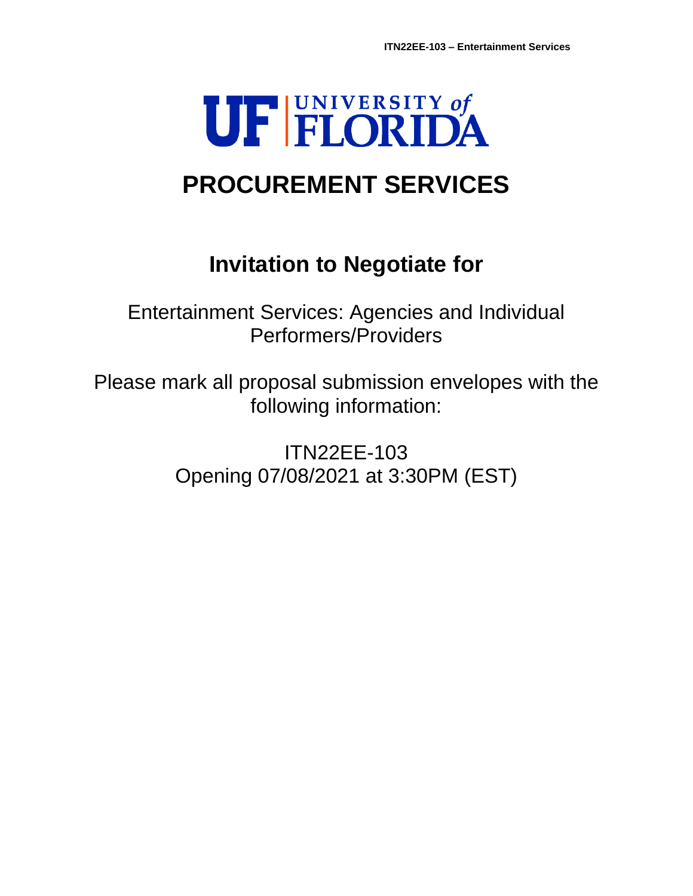UNIVERSITY of FLORIDA

# PROCUREMENT SERVICES

## Invitation to Negotiate for

Entertainment Services: Agencies and Individual Performers/Providers

Please mark all proposal submission envelopes with the following information:

ITN22EE-103
Opening 07/08/2021 at 3:30PM (EST)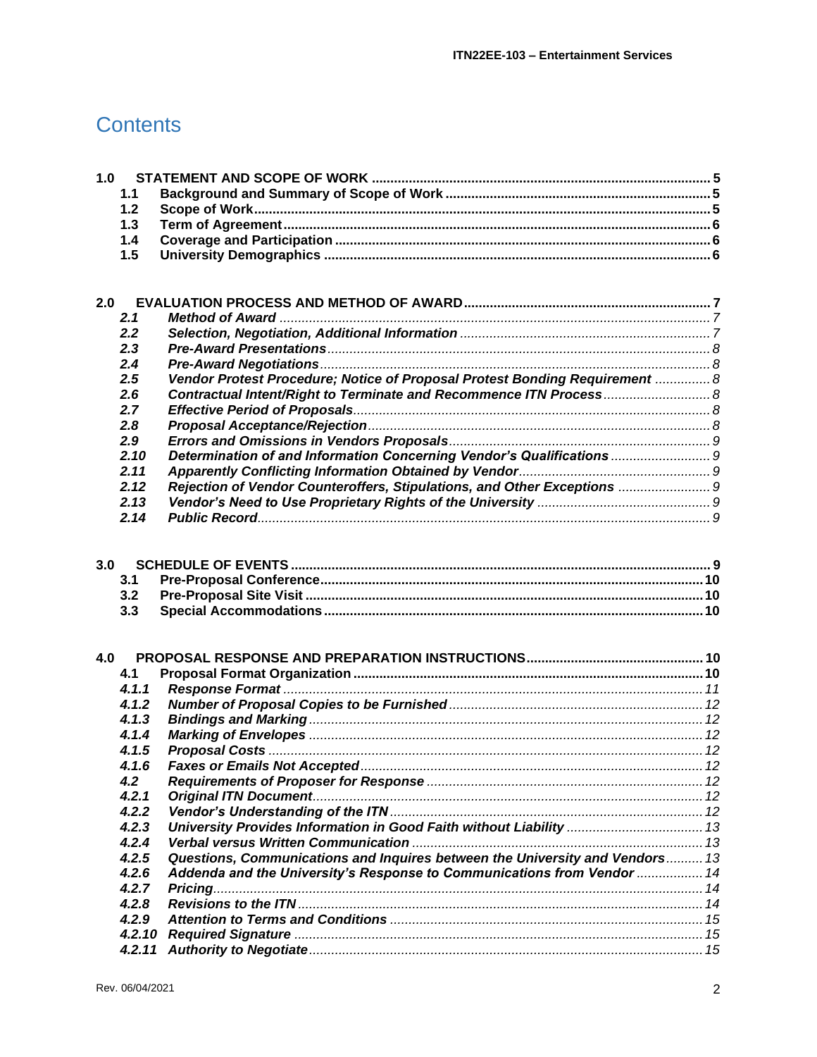# Contents

**1.0 STATEMENT AND SCOPE OF WORK** ..... **5**
- **1.1 Background and Summary of Scope of Work** ..... **5**
- **1.2 Scope of Work** ..... **5**
- **1.3 Term of Agreement** ..... **6**
- **1.4 Coverage and Participation** ..... **6**
- **1.5 University Demographics** ..... **6**

**2.0 EVALUATION PROCESS AND METHOD OF AWARD** ..... **7**
- ***2.1 Method of Award*** ..... *7*
- ***2.2 Selection, Negotiation, Additional Information*** ..... *7*
- ***2.3 Pre-Award Presentations*** ..... *8*
- ***2.4 Pre-Award Negotiations*** ..... *8*
- ***2.5 Vendor Protest Procedure; Notice of Proposal Protest Bonding Requirement*** ..... *8*
- ***2.6 Contractual Intent/Right to Terminate and Recommence ITN Process*** ..... *8*
- ***2.7 Effective Period of Proposals*** ..... *8*
- ***2.8 Proposal Acceptance/Rejection*** ..... *8*
- ***2.9 Errors and Omissions in Vendors Proposals*** ..... *9*
- ***2.10 Determination of and Information Concerning Vendor's Qualifications*** ..... *9*
- ***2.11 Apparently Conflicting Information Obtained by Vendor*** ..... *9*
- ***2.12 Rejection of Vendor Counteroffers, Stipulations, and Other Exceptions*** ..... *9*
- ***2.13 Vendor's Need to Use Proprietary Rights of the University*** ..... *9*
- ***2.14 Public Record*** ..... *9*

**3.0 SCHEDULE OF EVENTS** ..... **9**
- **3.1 Pre-Proposal Conference** ..... **10**
- **3.2 Pre-Proposal Site Visit** ..... **10**
- **3.3 Special Accommodations** ..... **10**

**4.0 PROPOSAL RESPONSE AND PREPARATION INSTRUCTIONS** ..... **10**
- **4.1 Proposal Format Organization** ..... **10**
- ***4.1.1 Response Format*** ..... *11*
- ***4.1.2 Number of Proposal Copies to be Furnished*** ..... *12*
- ***4.1.3 Bindings and Marking*** ..... *12*
- ***4.1.4 Marking of Envelopes*** ..... *12*
- ***4.1.5 Proposal Costs*** ..... *12*
- ***4.1.6 Faxes or Emails Not Accepted*** ..... *12*
- ***4.2 Requirements of Proposer for Response*** ..... *12*
- ***4.2.1 Original ITN Document*** ..... *12*
- ***4.2.2 Vendor's Understanding of the ITN*** ..... *12*
- ***4.2.3 University Provides Information in Good Faith without Liability*** ..... *13*
- ***4.2.4 Verbal versus Written Communication*** ..... *13*
- ***4.2.5 Questions, Communications and Inquires between the University and Vendors*** ..... *13*
- ***4.2.6 Addenda and the University's Response to Communications from Vendor*** ..... *14*
- ***4.2.7 Pricing*** ..... *14*
- ***4.2.8 Revisions to the ITN*** ..... *14*
- ***4.2.9 Attention to Terms and Conditions*** ..... *15*
- ***4.2.10 Required Signature*** ..... *15*
- ***4.2.11 Authority to Negotiate*** ..... *15*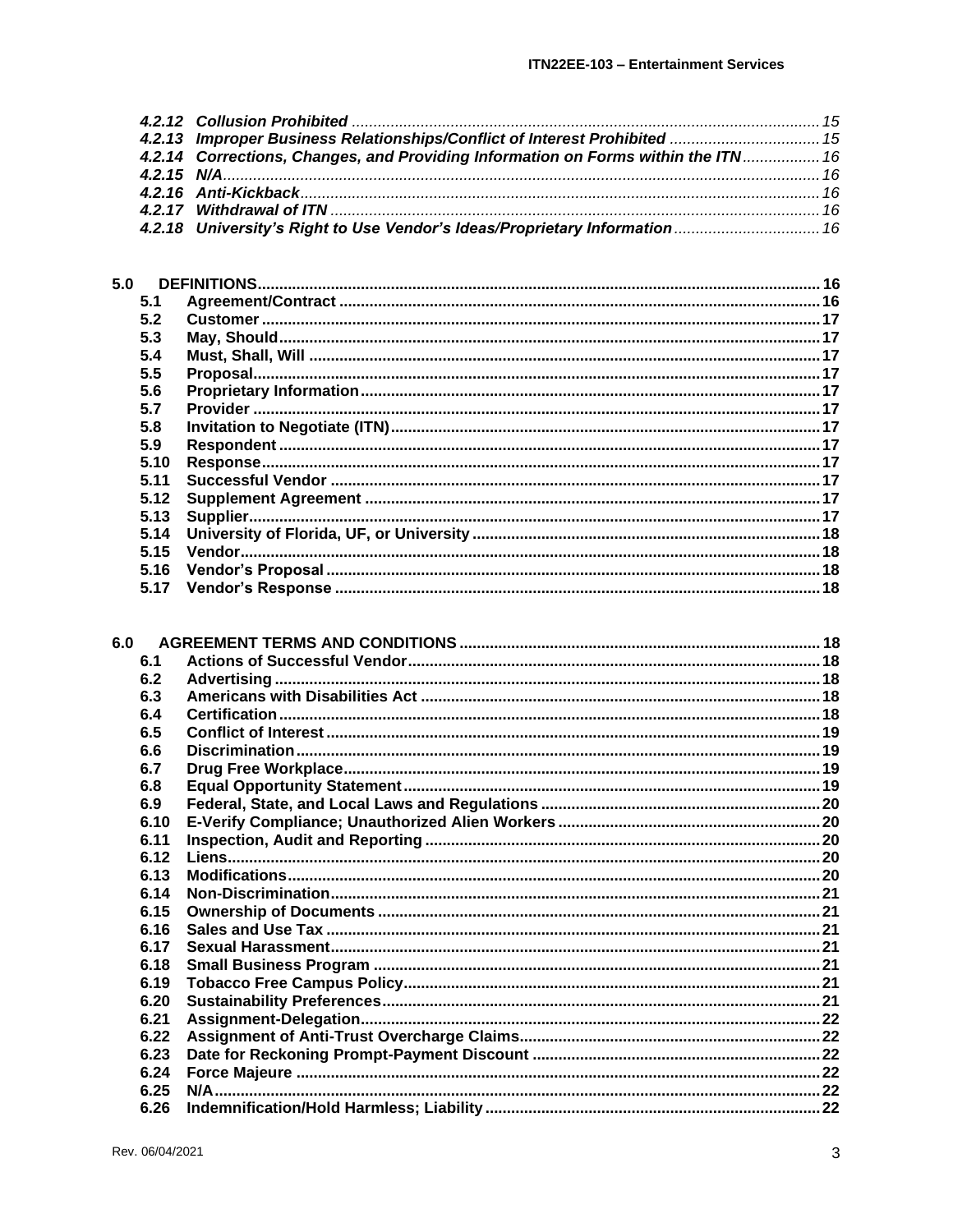*4.2.12 Collusion Prohibited* ........................................................ 15
*4.2.13 Improper Business Relationships/Conflict of Interest Prohibited* ........................................................ 15
*4.2.14 Corrections, Changes, and Providing Information on Forms within the ITN* ........................................................ 16
*4.2.15 N/A* ........................................................ 16
*4.2.16 Anti-Kickback* ........................................................ 16
*4.2.17 Withdrawal of ITN* ........................................................ 16
*4.2.18 University's Right to Use Vendor's Ideas/Proprietary Information* ........................................................ 16

**5.0 DEFINITIONS** ........................................................ **16**

**5.1 Agreement/Contract** ........................................................ **16**
**5.2 Customer** ........................................................ **17**
**5.3 May, Should** ........................................................ **17**
**5.4 Must, Shall, Will** ........................................................ **17**
**5.5 Proposal** ........................................................ **17**
**5.6 Proprietary Information** ........................................................ **17**
**5.7 Provider** ........................................................ **17**
**5.8 Invitation to Negotiate (ITN)** ........................................................ **17**
**5.9 Respondent** ........................................................ **17**
**5.10 Response** ........................................................ **17**
**5.11 Successful Vendor** ........................................................ **17**
**5.12 Supplement Agreement** ........................................................ **17**
**5.13 Supplier** ........................................................ **17**
**5.14 University of Florida, UF, or University** ........................................................ **18**
**5.15 Vendor** ........................................................ **18**
**5.16 Vendor's Proposal** ........................................................ **18**
**5.17 Vendor's Response** ........................................................ **18**

**6.0 AGREEMENT TERMS AND CONDITIONS** ........................................................ **18**

**6.1 Actions of Successful Vendor** ........................................................ **18**
**6.2 Advertising** ........................................................ **18**
**6.3 Americans with Disabilities Act** ........................................................ **18**
**6.4 Certification** ........................................................ **18**
**6.5 Conflict of Interest** ........................................................ **19**
**6.6 Discrimination** ........................................................ **19**
**6.7 Drug Free Workplace** ........................................................ **19**
**6.8 Equal Opportunity Statement** ........................................................ **19**
**6.9 Federal, State, and Local Laws and Regulations** ........................................................ **20**
**6.10 E-Verify Compliance; Unauthorized Alien Workers** ........................................................ **20**
**6.11 Inspection, Audit and Reporting** ........................................................ **20**
**6.12 Liens** ........................................................ **20**
**6.13 Modifications** ........................................................ **20**
**6.14 Non-Discrimination** ........................................................ **21**
**6.15 Ownership of Documents** ........................................................ **21**
**6.16 Sales and Use Tax** ........................................................ **21**
**6.17 Sexual Harassment** ........................................................ **21**
**6.18 Small Business Program** ........................................................ **21**
**6.19 Tobacco Free Campus Policy** ........................................................ **21**
**6.20 Sustainability Preferences** ........................................................ **21**
**6.21 Assignment-Delegation** ........................................................ **22**
**6.22 Assignment of Anti-Trust Overcharge Claims** ........................................................ **22**
**6.23 Date for Reckoning Prompt-Payment Discount** ........................................................ **22**
**6.24 Force Majeure** ........................................................ **22**
**6.25 N/A** ........................................................ **22**
**6.26 Indemnification/Hold Harmless; Liability** ........................................................ **22**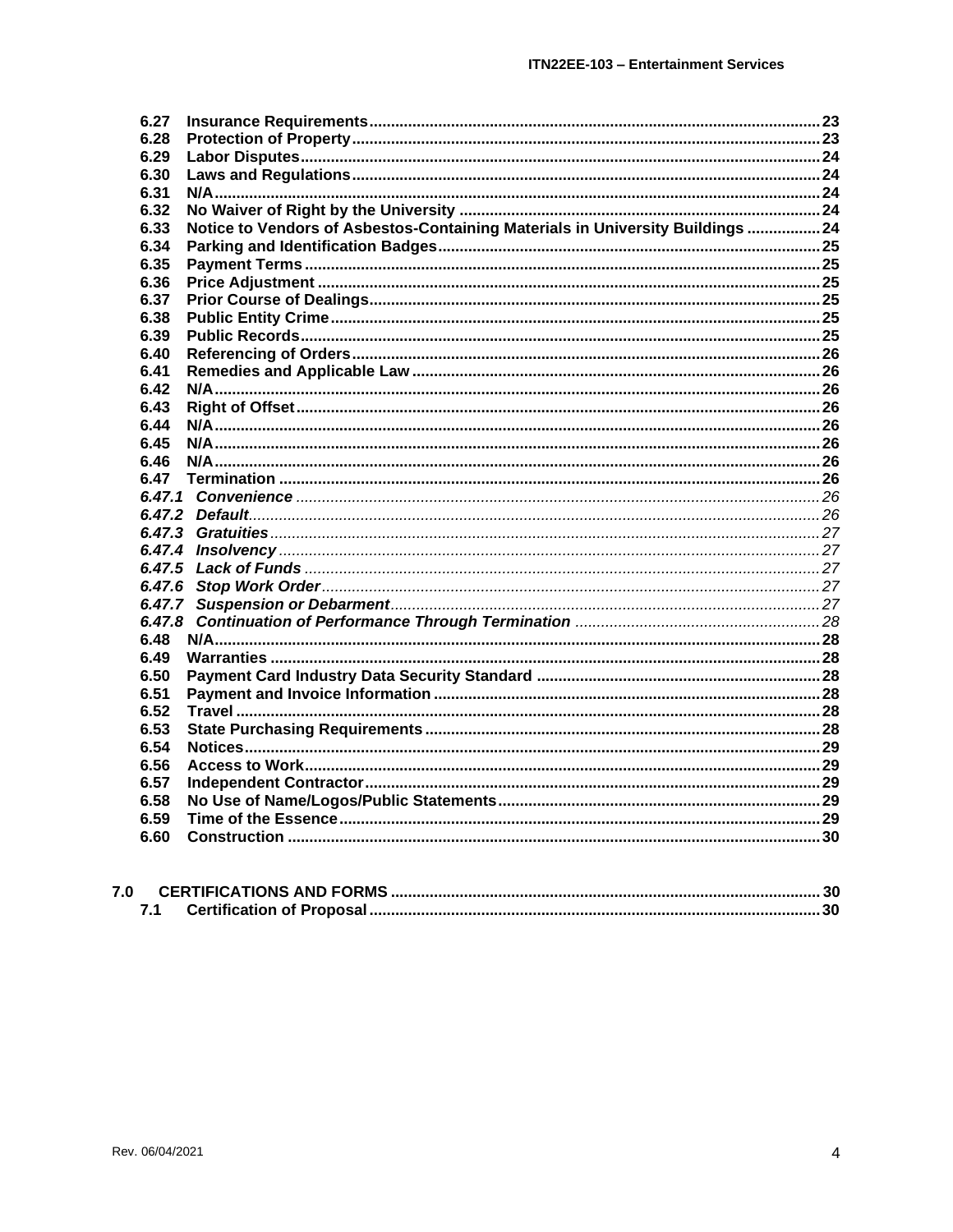**6.27 Insurance Requirements....23**
**6.28 Protection of Property....23**
**6.29 Labor Disputes....24**
**6.30 Laws and Regulations....24**
**6.31 N/A....24**
**6.32 No Waiver of Right by the University....24**
**6.33 Notice to Vendors of Asbestos-Containing Materials in University Buildings....24**
**6.34 Parking and Identification Badges....25**
**6.35 Payment Terms....25**
**6.36 Price Adjustment....25**
**6.37 Prior Course of Dealings....25**
**6.38 Public Entity Crime....25**
**6.39 Public Records....25**
**6.40 Referencing of Orders....26**
**6.41 Remedies and Applicable Law....26**
**6.42 N/A....26**
**6.43 Right of Offset....26**
**6.44 N/A....26**
**6.45 N/A....26**
**6.46 N/A....26**
**6.47 Termination....26**
***6.47.1 Convenience....26***
***6.47.2 Default....26***
***6.47.3 Gratuities....27***
***6.47.4 Insolvency....27***
***6.47.5 Lack of Funds....27***
***6.47.6 Stop Work Order....27***
***6.47.7 Suspension or Debarment....27***
***6.47.8 Continuation of Performance Through Termination....28***
**6.48 N/A....28**
**6.49 Warranties....28**
**6.50 Payment Card Industry Data Security Standard....28**
**6.51 Payment and Invoice Information....28**
**6.52 Travel....28**
**6.53 State Purchasing Requirements....28**
**6.54 Notices....29**
**6.56 Access to Work....29**
**6.57 Independent Contractor....29**
**6.58 No Use of Name/Logos/Public Statements....29**
**6.59 Time of the Essence....29**
**6.60 Construction....30**

**7.0 CERTIFICATIONS AND FORMS....30**
**7.1 Certification of Proposal....30**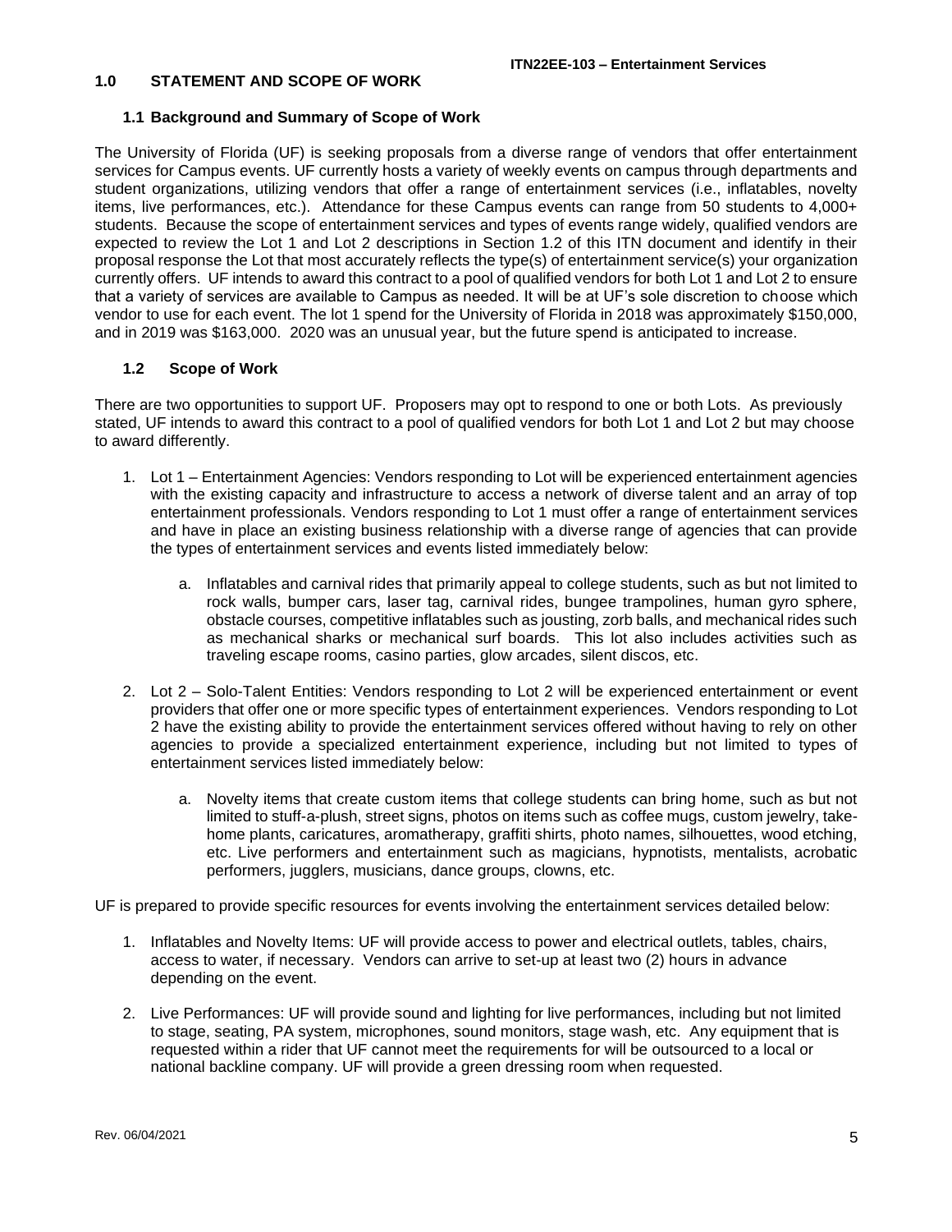## 1.0 STATEMENT AND SCOPE OF WORK

### 1.1 Background and Summary of Scope of Work

The University of Florida (UF) is seeking proposals from a diverse range of vendors that offer entertainment services for Campus events. UF currently hosts a variety of weekly events on campus through departments and student organizations, utilizing vendors that offer a range of entertainment services (i.e., inflatables, novelty items, live performances, etc.). Attendance for these Campus events can range from 50 students to 4,000+ students. Because the scope of entertainment services and types of events range widely, qualified vendors are expected to review the Lot 1 and Lot 2 descriptions in Section 1.2 of this ITN document and identify in their proposal response the Lot that most accurately reflects the type(s) of entertainment service(s) your organization currently offers. UF intends to award this contract to a pool of qualified vendors for both Lot 1 and Lot 2 to ensure that a variety of services are available to Campus as needed. It will be at UF's sole discretion to choose which vendor to use for each event. The lot 1 spend for the University of Florida in 2018 was approximately $150,000, and in 2019 was $163,000. 2020 was an unusual year, but the future spend is anticipated to increase.

### 1.2 Scope of Work

There are two opportunities to support UF. Proposers may opt to respond to one or both Lots. As previously stated, UF intends to award this contract to a pool of qualified vendors for both Lot 1 and Lot 2 but may choose to award differently.

1. Lot 1 – Entertainment Agencies: Vendors responding to Lot will be experienced entertainment agencies with the existing capacity and infrastructure to access a network of diverse talent and an array of top entertainment professionals. Vendors responding to Lot 1 must offer a range of entertainment services and have in place an existing business relationship with a diverse range of agencies that can provide the types of entertainment services and events listed immediately below:

   a. Inflatables and carnival rides that primarily appeal to college students, such as but not limited to rock walls, bumper cars, laser tag, carnival rides, bungee trampolines, human gyro sphere, obstacle courses, competitive inflatables such as jousting, zorb balls, and mechanical rides such as mechanical sharks or mechanical surf boards. This lot also includes activities such as traveling escape rooms, casino parties, glow arcades, silent discos, etc.

2. Lot 2 – Solo-Talent Entities: Vendors responding to Lot 2 will be experienced entertainment or event providers that offer one or more specific types of entertainment experiences. Vendors responding to Lot 2 have the existing ability to provide the entertainment services offered without having to rely on other agencies to provide a specialized entertainment experience, including but not limited to types of entertainment services listed immediately below:

   a. Novelty items that create custom items that college students can bring home, such as but not limited to stuff-a-plush, street signs, photos on items such as coffee mugs, custom jewelry, take-home plants, caricatures, aromatherapy, graffiti shirts, photo names, silhouettes, wood etching, etc. Live performers and entertainment such as magicians, hypnotists, mentalists, acrobatic performers, jugglers, musicians, dance groups, clowns, etc.

UF is prepared to provide specific resources for events involving the entertainment services detailed below:

1. Inflatables and Novelty Items: UF will provide access to power and electrical outlets, tables, chairs, access to water, if necessary. Vendors can arrive to set-up at least two (2) hours in advance depending on the event.

2. Live Performances: UF will provide sound and lighting for live performances, including but not limited to stage, seating, PA system, microphones, sound monitors, stage wash, etc. Any equipment that is requested within a rider that UF cannot meet the requirements for will be outsourced to a local or national backline company. UF will provide a green dressing room when requested.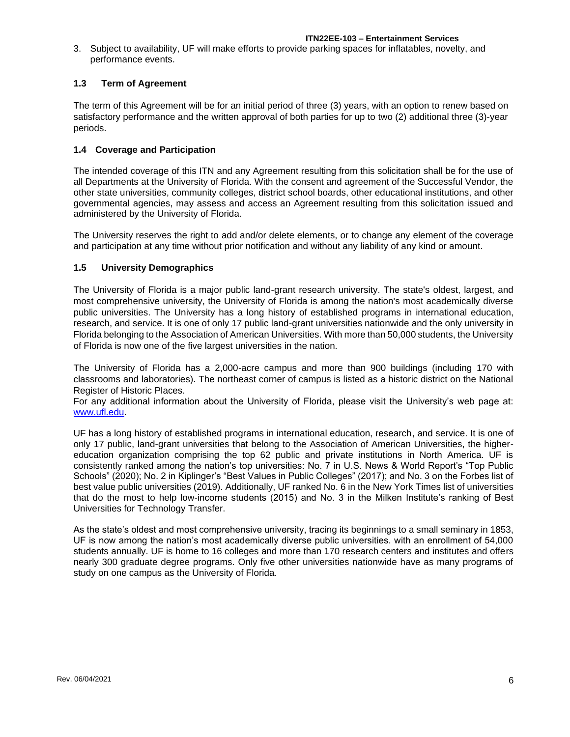3. Subject to availability, UF will make efforts to provide parking spaces for inflatables, novelty, and performance events.

### 1.3 Term of Agreement

The term of this Agreement will be for an initial period of three (3) years, with an option to renew based on satisfactory performance and the written approval of both parties for up to two (2) additional three (3)-year periods.

### 1.4 Coverage and Participation

The intended coverage of this ITN and any Agreement resulting from this solicitation shall be for the use of all Departments at the University of Florida. With the consent and agreement of the Successful Vendor, the other state universities, community colleges, district school boards, other educational institutions, and other governmental agencies, may assess and access an Agreement resulting from this solicitation issued and administered by the University of Florida.

The University reserves the right to add and/or delete elements, or to change any element of the coverage and participation at any time without prior notification and without any liability of any kind or amount.

### 1.5 University Demographics

The University of Florida is a major public land-grant research university. The state's oldest, largest, and most comprehensive university, the University of Florida is among the nation's most academically diverse public universities. The University has a long history of established programs in international education, research, and service. It is one of only 17 public land-grant universities nationwide and the only university in Florida belonging to the Association of American Universities. With more than 50,000 students, the University of Florida is now one of the five largest universities in the nation.

The University of Florida has a 2,000-acre campus and more than 900 buildings (including 170 with classrooms and laboratories). The northeast corner of campus is listed as a historic district on the National Register of Historic Places.
For any additional information about the University of Florida, please visit the University's web page at: [www.ufl.edu](http://www.ufl.edu).

UF has a long history of established programs in international education, research, and service. It is one of only 17 public, land-grant universities that belong to the Association of American Universities, the higher-education organization comprising the top 62 public and private institutions in North America. UF is consistently ranked among the nation's top universities: No. 7 in U.S. News & World Report's "Top Public Schools" (2020); No. 2 in Kiplinger's "Best Values in Public Colleges" (2017); and No. 3 on the Forbes list of best value public universities (2019). Additionally, UF ranked No. 6 in the New York Times list of universities that do the most to help low-income students (2015) and No. 3 in the Milken Institute's ranking of Best Universities for Technology Transfer.

As the state's oldest and most comprehensive university, tracing its beginnings to a small seminary in 1853, UF is now among the nation's most academically diverse public universities. with an enrollment of 54,000 students annually. UF is home to 16 colleges and more than 170 research centers and institutes and offers nearly 300 graduate degree programs. Only five other universities nationwide have as many programs of study on one campus as the University of Florida.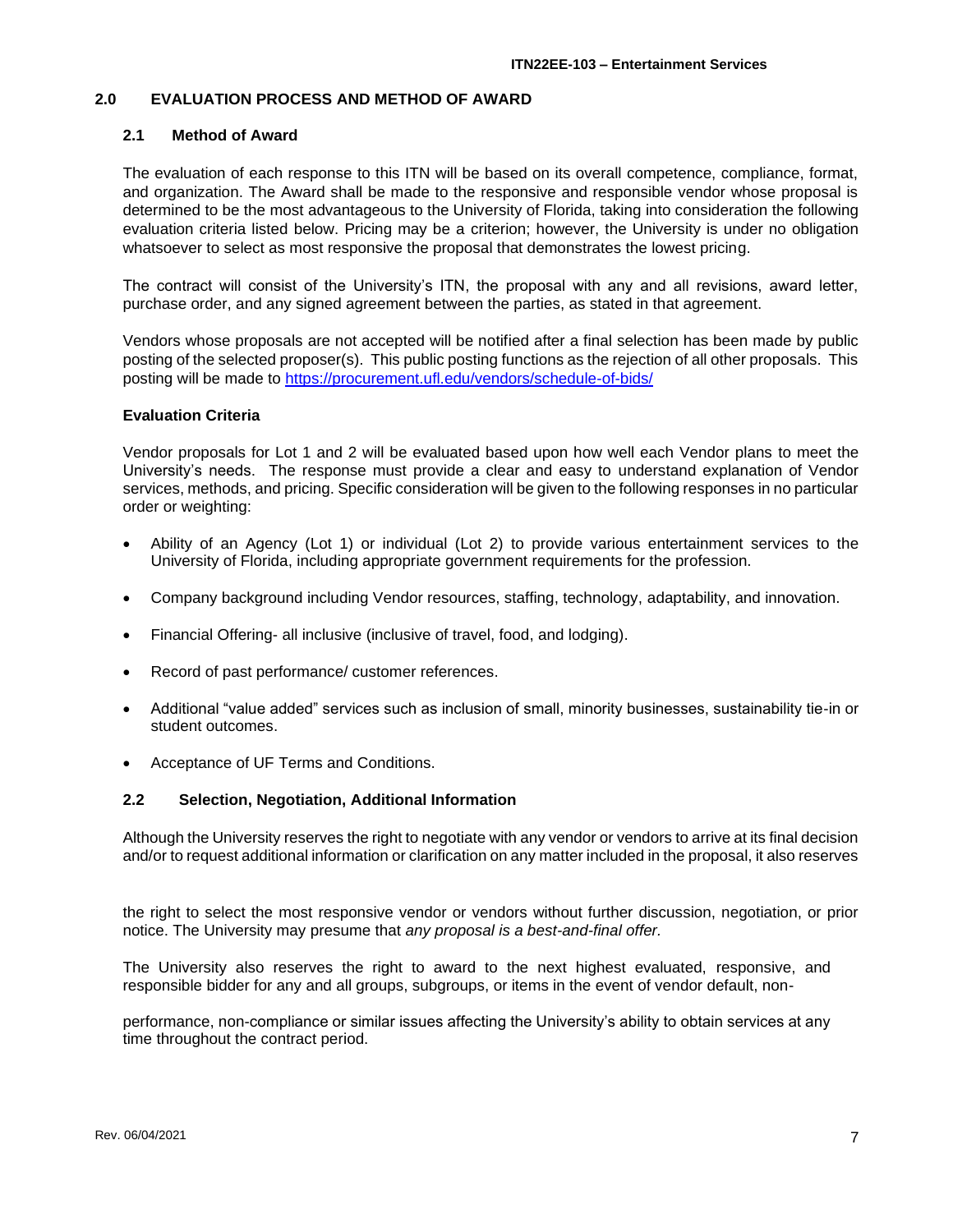## 2.0 EVALUATION PROCESS AND METHOD OF AWARD

### 2.1 Method of Award

The evaluation of each response to this ITN will be based on its overall competence, compliance, format, and organization. The Award shall be made to the responsive and responsible vendor whose proposal is determined to be the most advantageous to the University of Florida, taking into consideration the following evaluation criteria listed below. Pricing may be a criterion; however, the University is under no obligation whatsoever to select as most responsive the proposal that demonstrates the lowest pricing.

The contract will consist of the University's ITN, the proposal with any and all revisions, award letter, purchase order, and any signed agreement between the parties, as stated in that agreement.

Vendors whose proposals are not accepted will be notified after a final selection has been made by public posting of the selected proposer(s). This public posting functions as the rejection of all other proposals. This posting will be made to [https://procurement.ufl.edu/vendors/schedule-of-bids/](https://procurement.ufl.edu/vendors/schedule-of-bids/)

**Evaluation Criteria**

Vendor proposals for Lot 1 and 2 will be evaluated based upon how well each Vendor plans to meet the University's needs. The response must provide a clear and easy to understand explanation of Vendor services, methods, and pricing. Specific consideration will be given to the following responses in no particular order or weighting:

- Ability of an Agency (Lot 1) or individual (Lot 2) to provide various entertainment services to the University of Florida, including appropriate government requirements for the profession.
- Company background including Vendor resources, staffing, technology, adaptability, and innovation.
- Financial Offering- all inclusive (inclusive of travel, food, and lodging).
- Record of past performance/ customer references.
- Additional "value added" services such as inclusion of small, minority businesses, sustainability tie-in or student outcomes.
- Acceptance of UF Terms and Conditions.

### 2.2 Selection, Negotiation, Additional Information

Although the University reserves the right to negotiate with any vendor or vendors to arrive at its final decision and/or to request additional information or clarification on any matter included in the proposal, it also reserves the right to select the most responsive vendor or vendors without further discussion, negotiation, or prior notice. The University may presume that *any proposal is a best-and-final offer.*

The University also reserves the right to award to the next highest evaluated, responsive, and responsible bidder for any and all groups, subgroups, or items in the event of vendor default, non-performance, non-compliance or similar issues affecting the University's ability to obtain services at any time throughout the contract period.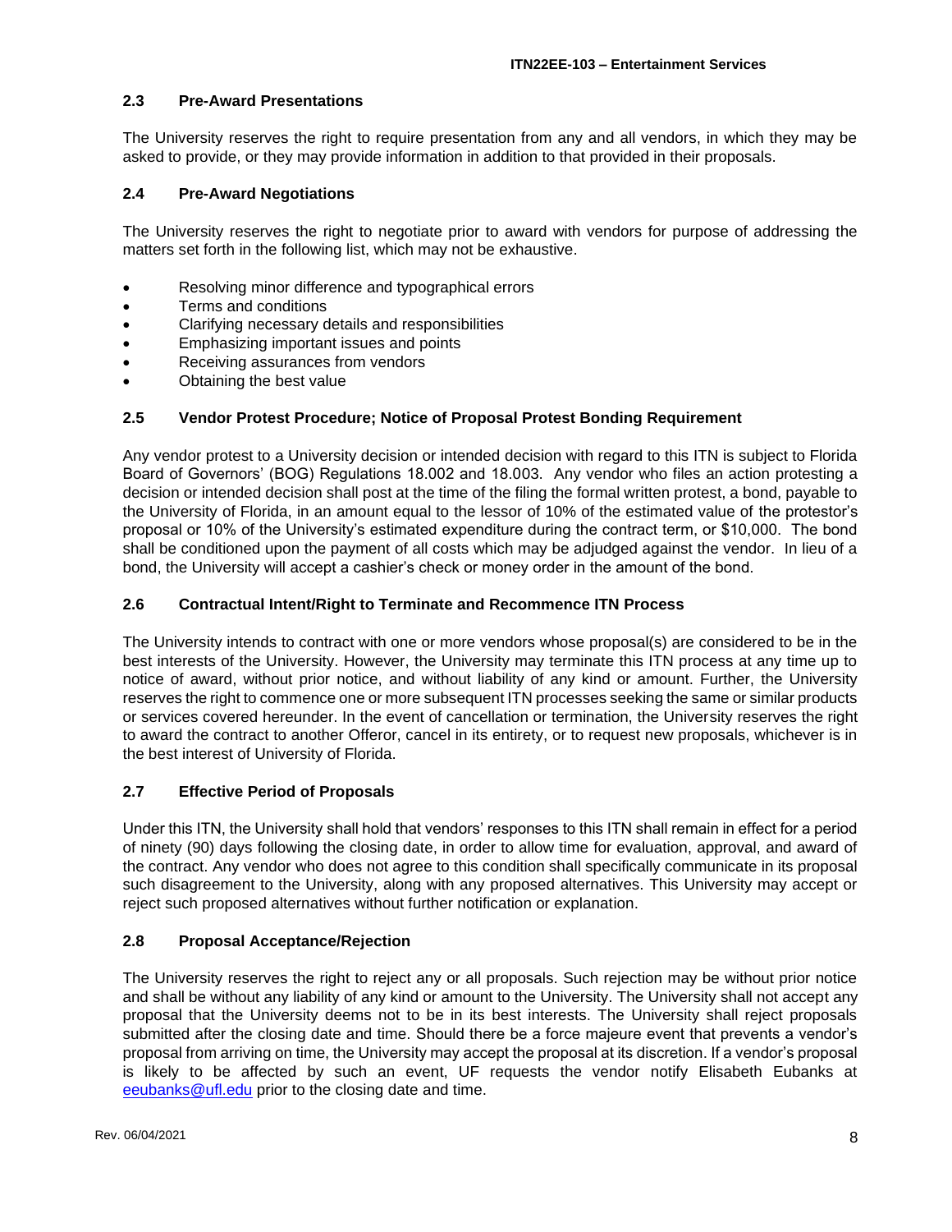### 2.3 Pre-Award Presentations

The University reserves the right to require presentation from any and all vendors, in which they may be asked to provide, or they may provide information in addition to that provided in their proposals.

### 2.4 Pre-Award Negotiations

The University reserves the right to negotiate prior to award with vendors for purpose of addressing the matters set forth in the following list, which may not be exhaustive.

- Resolving minor difference and typographical errors
- Terms and conditions
- Clarifying necessary details and responsibilities
- Emphasizing important issues and points
- Receiving assurances from vendors
- Obtaining the best value

### 2.5 Vendor Protest Procedure; Notice of Proposal Protest Bonding Requirement

Any vendor protest to a University decision or intended decision with regard to this ITN is subject to Florida Board of Governors' (BOG) Regulations 18.002 and 18.003. Any vendor who files an action protesting a decision or intended decision shall post at the time of the filing the formal written protest, a bond, payable to the University of Florida, in an amount equal to the lessor of 10% of the estimated value of the protestor's proposal or 10% of the University's estimated expenditure during the contract term, or $10,000. The bond shall be conditioned upon the payment of all costs which may be adjudged against the vendor. In lieu of a bond, the University will accept a cashier's check or money order in the amount of the bond.

### 2.6 Contractual Intent/Right to Terminate and Recommence ITN Process

The University intends to contract with one or more vendors whose proposal(s) are considered to be in the best interests of the University. However, the University may terminate this ITN process at any time up to notice of award, without prior notice, and without liability of any kind or amount. Further, the University reserves the right to commence one or more subsequent ITN processes seeking the same or similar products or services covered hereunder. In the event of cancellation or termination, the University reserves the right to award the contract to another Offeror, cancel in its entirety, or to request new proposals, whichever is in the best interest of University of Florida.

### 2.7 Effective Period of Proposals

Under this ITN, the University shall hold that vendors' responses to this ITN shall remain in effect for a period of ninety (90) days following the closing date, in order to allow time for evaluation, approval, and award of the contract. Any vendor who does not agree to this condition shall specifically communicate in its proposal such disagreement to the University, along with any proposed alternatives. This University may accept or reject such proposed alternatives without further notification or explanation.

### 2.8 Proposal Acceptance/Rejection

The University reserves the right to reject any or all proposals. Such rejection may be without prior notice and shall be without any liability of any kind or amount to the University. The University shall not accept any proposal that the University deems not to be in its best interests. The University shall reject proposals submitted after the closing date and time. Should there be a force majeure event that prevents a vendor's proposal from arriving on time, the University may accept the proposal at its discretion. If a vendor's proposal is likely to be affected by such an event, UF requests the vendor notify Elisabeth Eubanks at eeubanks@ufl.edu prior to the closing date and time.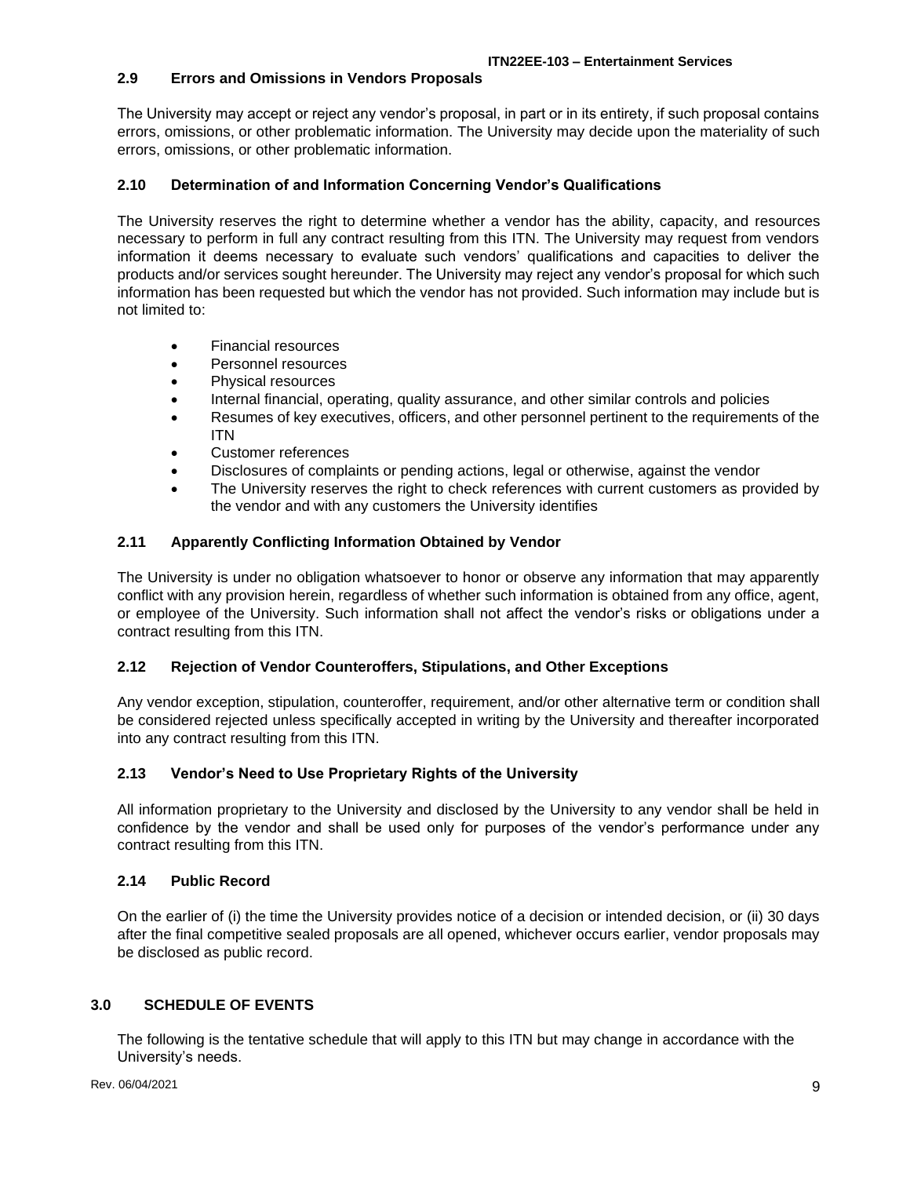### 2.9 Errors and Omissions in Vendors Proposals

The University may accept or reject any vendor's proposal, in part or in its entirety, if such proposal contains errors, omissions, or other problematic information. The University may decide upon the materiality of such errors, omissions, or other problematic information.

### 2.10 Determination of and Information Concerning Vendor's Qualifications

The University reserves the right to determine whether a vendor has the ability, capacity, and resources necessary to perform in full any contract resulting from this ITN. The University may request from vendors information it deems necessary to evaluate such vendors' qualifications and capacities to deliver the products and/or services sought hereunder. The University may reject any vendor's proposal for which such information has been requested but which the vendor has not provided. Such information may include but is not limited to:

- Financial resources
- Personnel resources
- Physical resources
- Internal financial, operating, quality assurance, and other similar controls and policies
- Resumes of key executives, officers, and other personnel pertinent to the requirements of the ITN
- Customer references
- Disclosures of complaints or pending actions, legal or otherwise, against the vendor
- The University reserves the right to check references with current customers as provided by the vendor and with any customers the University identifies

### 2.11 Apparently Conflicting Information Obtained by Vendor

The University is under no obligation whatsoever to honor or observe any information that may apparently conflict with any provision herein, regardless of whether such information is obtained from any office, agent, or employee of the University. Such information shall not affect the vendor's risks or obligations under a contract resulting from this ITN.

### 2.12 Rejection of Vendor Counteroffers, Stipulations, and Other Exceptions

Any vendor exception, stipulation, counteroffer, requirement, and/or other alternative term or condition shall be considered rejected unless specifically accepted in writing by the University and thereafter incorporated into any contract resulting from this ITN.

### 2.13 Vendor's Need to Use Proprietary Rights of the University

All information proprietary to the University and disclosed by the University to any vendor shall be held in confidence by the vendor and shall be used only for purposes of the vendor's performance under any contract resulting from this ITN.

### 2.14 Public Record

On the earlier of (i) the time the University provides notice of a decision or intended decision, or (ii) 30 days after the final competitive sealed proposals are all opened, whichever occurs earlier, vendor proposals may be disclosed as public record.

## 3.0 SCHEDULE OF EVENTS

The following is the tentative schedule that will apply to this ITN but may change in accordance with the University's needs.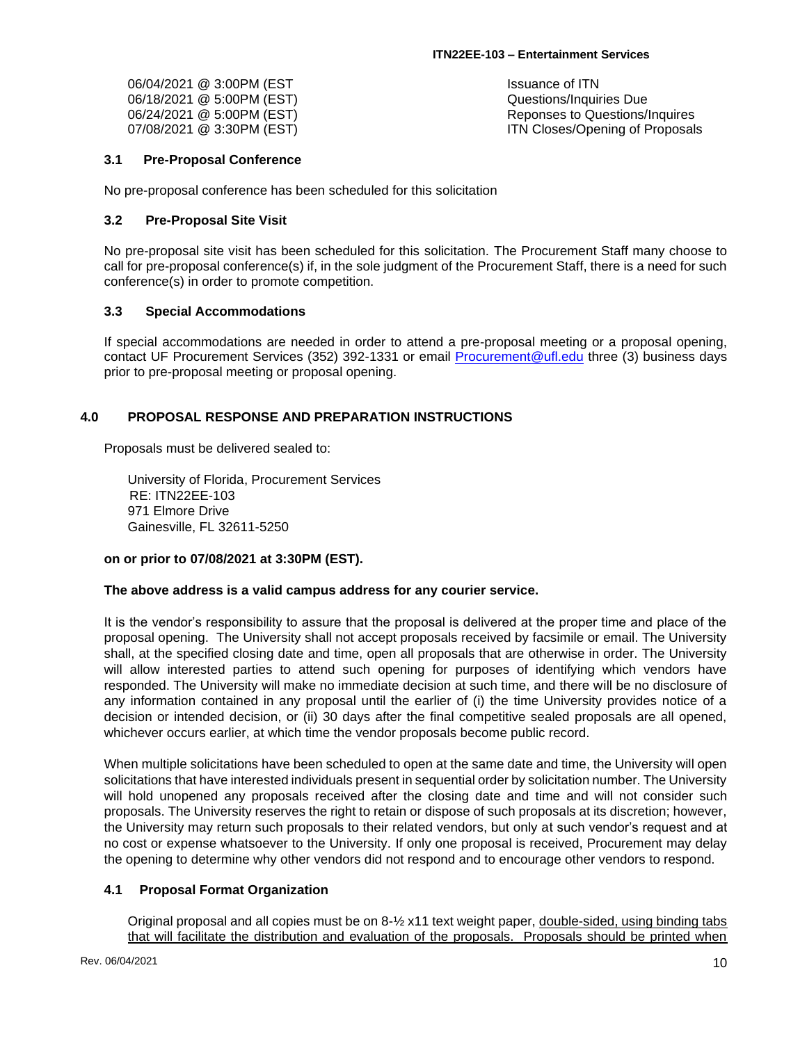| | |
|---|---|
| 06/04/2021 @ 3:00PM (EST | Issuance of ITN |
| 06/18/2021 @ 5:00PM (EST) | Questions/Inquiries Due |
| 06/24/2021 @ 5:00PM (EST) | Reponses to Questions/Inquires |
| 07/08/2021 @ 3:30PM (EST) | ITN Closes/Opening of Proposals |

### 3.1 Pre-Proposal Conference

No pre-proposal conference has been scheduled for this solicitation

### 3.2 Pre-Proposal Site Visit

No pre-proposal site visit has been scheduled for this solicitation. The Procurement Staff many choose to call for pre-proposal conference(s) if, in the sole judgment of the Procurement Staff, there is a need for such conference(s) in order to promote competition.

### 3.3 Special Accommodations

If special accommodations are needed in order to attend a pre-proposal meeting or a proposal opening, contact UF Procurement Services (352) 392-1331 or email Procurement@ufl.edu three (3) business days prior to pre-proposal meeting or proposal opening.

## 4.0 PROPOSAL RESPONSE AND PREPARATION INSTRUCTIONS

Proposals must be delivered sealed to:

University of Florida, Procurement Services
RE: ITN22EE-103
971 Elmore Drive
Gainesville, FL 32611-5250

**on or prior to 07/08/2021 at 3:30PM (EST).**

**The above address is a valid campus address for any courier service.**

It is the vendor's responsibility to assure that the proposal is delivered at the proper time and place of the proposal opening. The University shall not accept proposals received by facsimile or email. The University shall, at the specified closing date and time, open all proposals that are otherwise in order. The University will allow interested parties to attend such opening for purposes of identifying which vendors have responded. The University will make no immediate decision at such time, and there will be no disclosure of any information contained in any proposal until the earlier of (i) the time University provides notice of a decision or intended decision, or (ii) 30 days after the final competitive sealed proposals are all opened, whichever occurs earlier, at which time the vendor proposals become public record.

When multiple solicitations have been scheduled to open at the same date and time, the University will open solicitations that have interested individuals present in sequential order by solicitation number. The University will hold unopened any proposals received after the closing date and time and will not consider such proposals. The University reserves the right to retain or dispose of such proposals at its discretion; however, the University may return such proposals to their related vendors, but only at such vendor's request and at no cost or expense whatsoever to the University. If only one proposal is received, Procurement may delay the opening to determine why other vendors did not respond and to encourage other vendors to respond.

### 4.1 Proposal Format Organization

Original proposal and all copies must be on 8-½ x11 text weight paper, double-sided, using binding tabs that will facilitate the distribution and evaluation of the proposals. Proposals should be printed when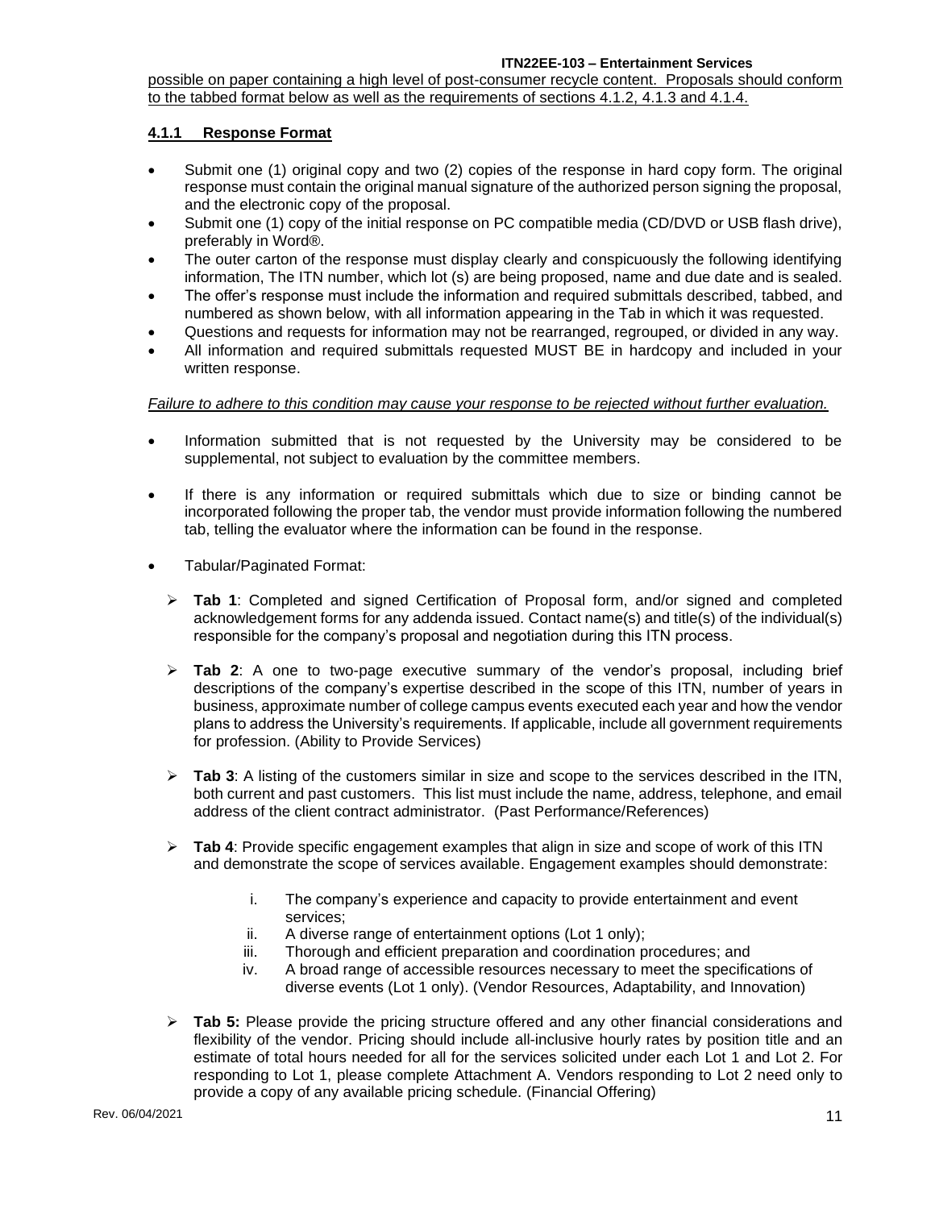possible on paper containing a high level of post-consumer recycle content. Proposals should conform to the tabbed format below as well as the requirements of sections 4.1.2, 4.1.3 and 4.1.4.

### 4.1.1 Response Format

- Submit one (1) original copy and two (2) copies of the response in hard copy form. The original response must contain the original manual signature of the authorized person signing the proposal, and the electronic copy of the proposal.
- Submit one (1) copy of the initial response on PC compatible media (CD/DVD or USB flash drive), preferably in Word®.
- The outer carton of the response must display clearly and conspicuously the following identifying information, The ITN number, which lot (s) are being proposed, name and due date and is sealed.
- The offer's response must include the information and required submittals described, tabbed, and numbered as shown below, with all information appearing in the Tab in which it was requested.
- Questions and requests for information may not be rearranged, regrouped, or divided in any way.
- All information and required submittals requested MUST BE in hardcopy and included in your written response.

*Failure to adhere to this condition may cause your response to be rejected without further evaluation.*

- Information submitted that is not requested by the University may be considered to be supplemental, not subject to evaluation by the committee members.
- If there is any information or required submittals which due to size or binding cannot be incorporated following the proper tab, the vendor must provide information following the numbered tab, telling the evaluator where the information can be found in the response.
- Tabular/Paginated Format:
  - **Tab 1**: Completed and signed Certification of Proposal form, and/or signed and completed acknowledgement forms for any addenda issued. Contact name(s) and title(s) of the individual(s) responsible for the company's proposal and negotiation during this ITN process.
  - **Tab 2**: A one to two-page executive summary of the vendor's proposal, including brief descriptions of the company's expertise described in the scope of this ITN, number of years in business, approximate number of college campus events executed each year and how the vendor plans to address the University's requirements. If applicable, include all government requirements for profession. (Ability to Provide Services)
  - **Tab 3**: A listing of the customers similar in size and scope to the services described in the ITN, both current and past customers. This list must include the name, address, telephone, and email address of the client contract administrator. (Past Performance/References)
  - **Tab 4**: Provide specific engagement examples that align in size and scope of work of this ITN and demonstrate the scope of services available. Engagement examples should demonstrate:
    - i. The company's experience and capacity to provide entertainment and event services;
    - ii. A diverse range of entertainment options (Lot 1 only);
    - iii. Thorough and efficient preparation and coordination procedures; and
    - iv. A broad range of accessible resources necessary to meet the specifications of diverse events (Lot 1 only). (Vendor Resources, Adaptability, and Innovation)
  - **Tab 5:** Please provide the pricing structure offered and any other financial considerations and flexibility of the vendor. Pricing should include all-inclusive hourly rates by position title and an estimate of total hours needed for all for the services solicited under each Lot 1 and Lot 2. For responding to Lot 1, please complete Attachment A. Vendors responding to Lot 2 need only to provide a copy of any available pricing schedule. (Financial Offering)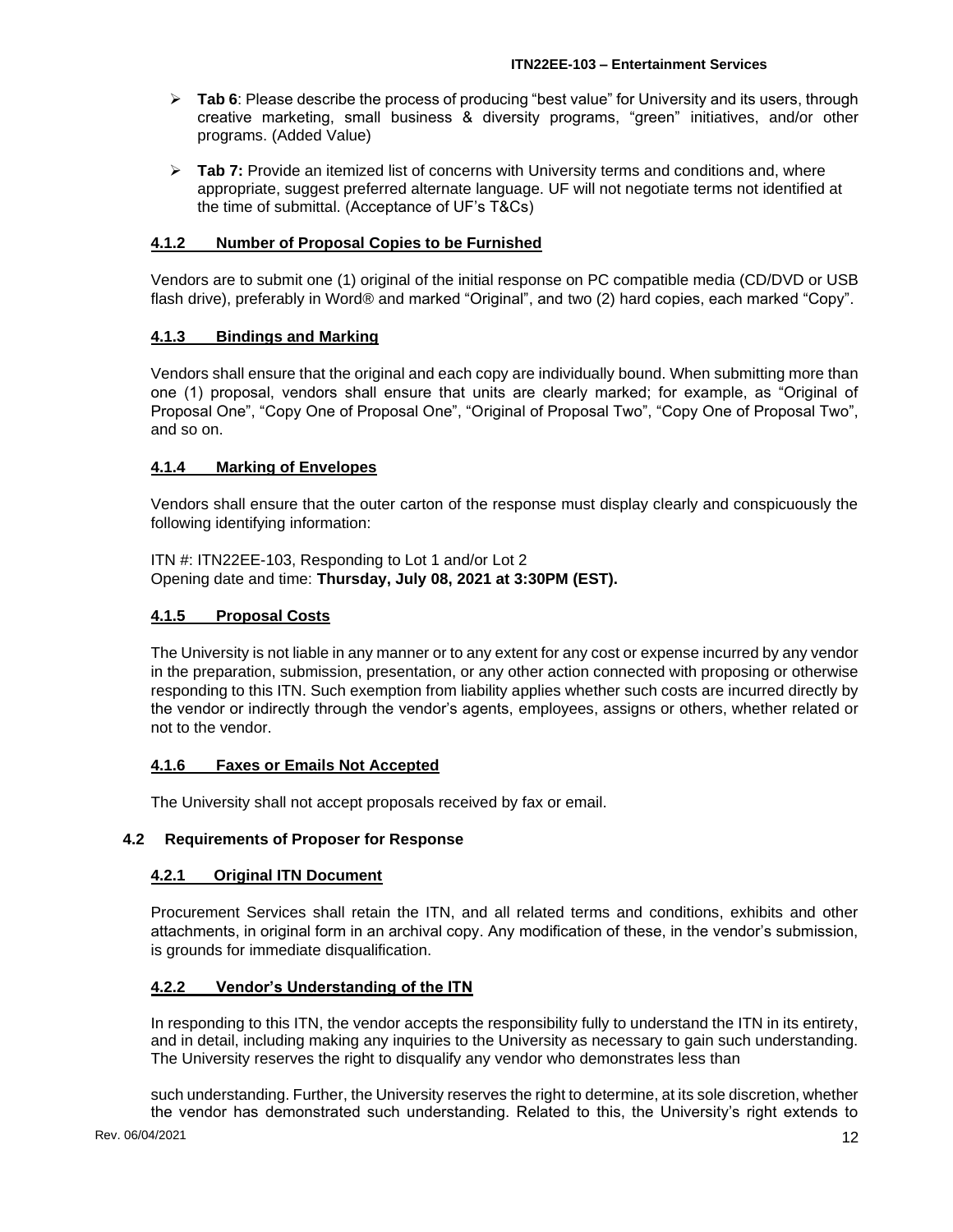- **Tab 6**: Please describe the process of producing "best value" for University and its users, through creative marketing, small business & diversity programs, "green" initiatives, and/or other programs. (Added Value)

- **Tab 7:** Provide an itemized list of concerns with University terms and conditions and, where appropriate, suggest preferred alternate language. UF will not negotiate terms not identified at the time of submittal. (Acceptance of UF's T&Cs)

#### 4.1.2 Number of Proposal Copies to be Furnished

Vendors are to submit one (1) original of the initial response on PC compatible media (CD/DVD or USB flash drive), preferably in Word® and marked "Original", and two (2) hard copies, each marked "Copy".

#### 4.1.3 Bindings and Marking

Vendors shall ensure that the original and each copy are individually bound. When submitting more than one (1) proposal, vendors shall ensure that units are clearly marked; for example, as "Original of Proposal One", "Copy One of Proposal One", "Original of Proposal Two", "Copy One of Proposal Two", and so on.

#### 4.1.4 Marking of Envelopes

Vendors shall ensure that the outer carton of the response must display clearly and conspicuously the following identifying information:

ITN #: ITN22EE-103, Responding to Lot 1 and/or Lot 2
Opening date and time: **Thursday, July 08, 2021 at 3:30PM (EST).**

#### 4.1.5 Proposal Costs

The University is not liable in any manner or to any extent for any cost or expense incurred by any vendor in the preparation, submission, presentation, or any other action connected with proposing or otherwise responding to this ITN. Such exemption from liability applies whether such costs are incurred directly by the vendor or indirectly through the vendor's agents, employees, assigns or others, whether related or not to the vendor.

#### 4.1.6 Faxes or Emails Not Accepted

The University shall not accept proposals received by fax or email.

### 4.2 Requirements of Proposer for Response

#### 4.2.1 Original ITN Document

Procurement Services shall retain the ITN, and all related terms and conditions, exhibits and other attachments, in original form in an archival copy. Any modification of these, in the vendor's submission, is grounds for immediate disqualification.

#### 4.2.2 Vendor's Understanding of the ITN

In responding to this ITN, the vendor accepts the responsibility fully to understand the ITN in its entirety, and in detail, including making any inquiries to the University as necessary to gain such understanding. The University reserves the right to disqualify any vendor who demonstrates less than such understanding. Further, the University reserves the right to determine, at its sole discretion, whether the vendor has demonstrated such understanding. Related to this, the University's right extends to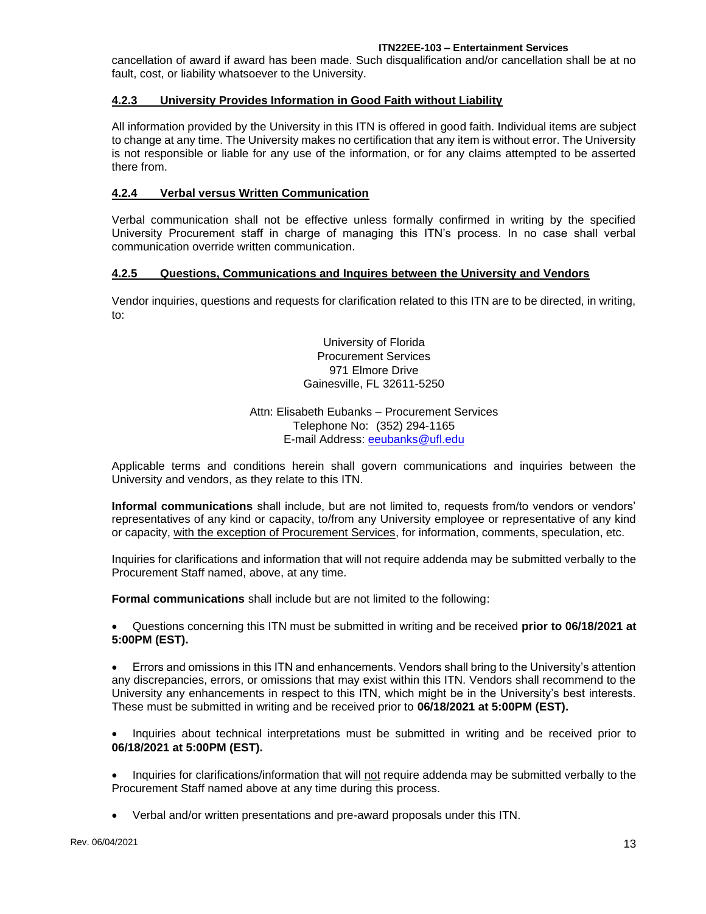cancellation of award if award has been made. Such disqualification and/or cancellation shall be at no fault, cost, or liability whatsoever to the University.

### 4.2.3 University Provides Information in Good Faith without Liability

All information provided by the University in this ITN is offered in good faith. Individual items are subject to change at any time. The University makes no certification that any item is without error. The University is not responsible or liable for any use of the information, or for any claims attempted to be asserted there from.

### 4.2.4 Verbal versus Written Communication

Verbal communication shall not be effective unless formally confirmed in writing by the specified University Procurement staff in charge of managing this ITN's process. In no case shall verbal communication override written communication.

### 4.2.5 Questions, Communications and Inquires between the University and Vendors

Vendor inquiries, questions and requests for clarification related to this ITN are to be directed, in writing, to:

University of Florida
Procurement Services
971 Elmore Drive
Gainesville, FL 32611-5250

Attn: Elisabeth Eubanks – Procurement Services
Telephone No: (352) 294-1165
E-mail Address: eeubanks@ufl.edu

Applicable terms and conditions herein shall govern communications and inquiries between the University and vendors, as they relate to this ITN.

**Informal communications** shall include, but are not limited to, requests from/to vendors or vendors' representatives of any kind or capacity, to/from any University employee or representative of any kind or capacity, with the exception of Procurement Services, for information, comments, speculation, etc.

Inquiries for clarifications and information that will not require addenda may be submitted verbally to the Procurement Staff named, above, at any time.

**Formal communications** shall include but are not limited to the following:

- Questions concerning this ITN must be submitted in writing and be received **prior to 06/18/2021 at 5:00PM (EST).**
- Errors and omissions in this ITN and enhancements. Vendors shall bring to the University's attention any discrepancies, errors, or omissions that may exist within this ITN. Vendors shall recommend to the University any enhancements in respect to this ITN, which might be in the University's best interests. These must be submitted in writing and be received prior to **06/18/2021 at 5:00PM (EST).**
- Inquiries about technical interpretations must be submitted in writing and be received prior to **06/18/2021 at 5:00PM (EST).**
- Inquiries for clarifications/information that will not require addenda may be submitted verbally to the Procurement Staff named above at any time during this process.
- Verbal and/or written presentations and pre-award proposals under this ITN.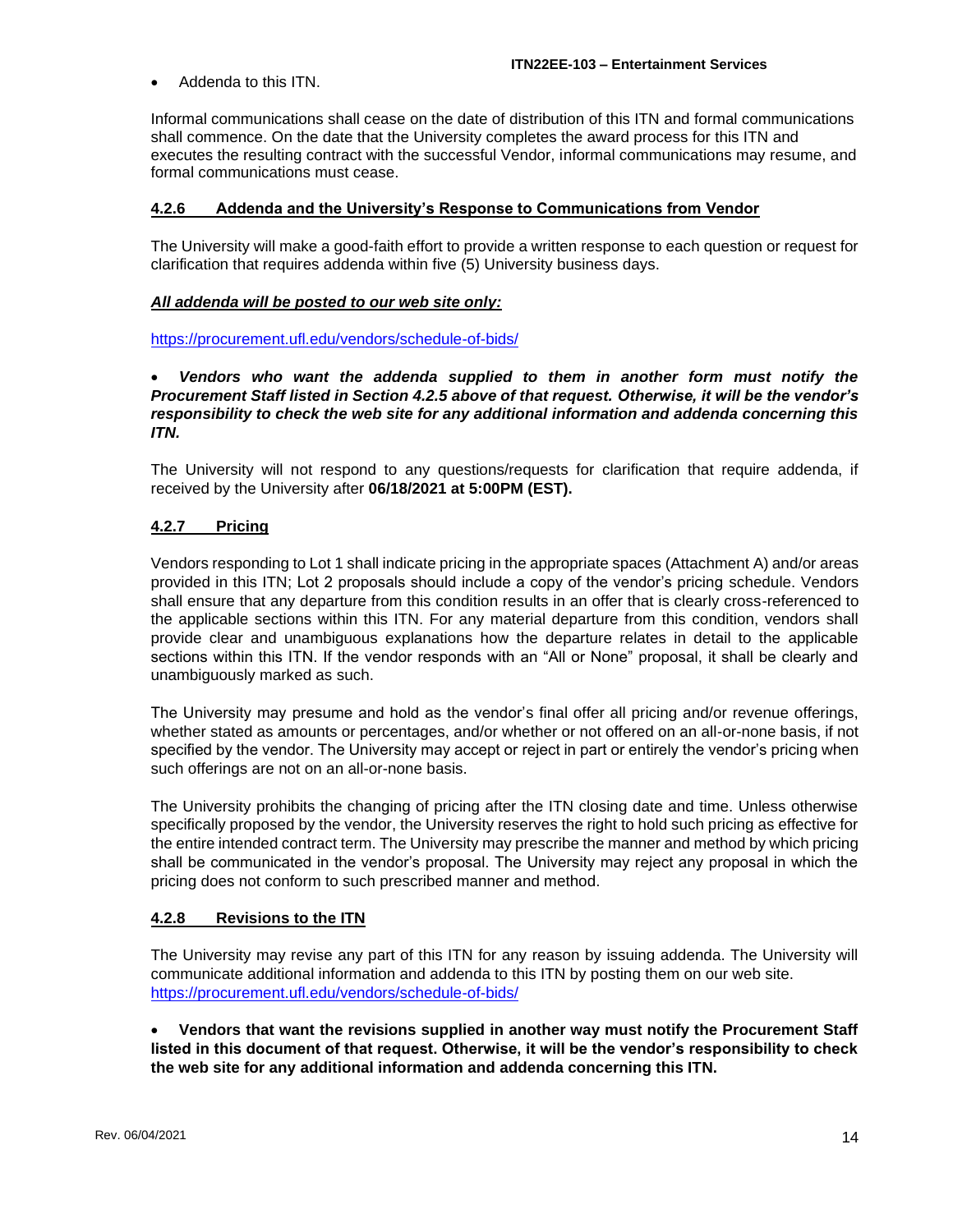- Addenda to this ITN.

Informal communications shall cease on the date of distribution of this ITN and formal communications shall commence. On the date that the University completes the award process for this ITN and executes the resulting contract with the successful Vendor, informal communications may resume, and formal communications must cease.

#### 4.2.6 Addenda and the University's Response to Communications from Vendor

The University will make a good-faith effort to provide a written response to each question or request for clarification that requires addenda within five (5) University business days.

***All addenda will be posted to our web site only:***

https://procurement.ufl.edu/vendors/schedule-of-bids/

- ***Vendors who want the addenda supplied to them in another form must notify the Procurement Staff listed in Section 4.2.5 above of that request. Otherwise, it will be the vendor's responsibility to check the web site for any additional information and addenda concerning this ITN.***

The University will not respond to any questions/requests for clarification that require addenda, if received by the University after **06/18/2021 at 5:00PM (EST).**

#### 4.2.7 Pricing

Vendors responding to Lot 1 shall indicate pricing in the appropriate spaces (Attachment A) and/or areas provided in this ITN; Lot 2 proposals should include a copy of the vendor's pricing schedule. Vendors shall ensure that any departure from this condition results in an offer that is clearly cross-referenced to the applicable sections within this ITN. For any material departure from this condition, vendors shall provide clear and unambiguous explanations how the departure relates in detail to the applicable sections within this ITN. If the vendor responds with an "All or None" proposal, it shall be clearly and unambiguously marked as such.

The University may presume and hold as the vendor's final offer all pricing and/or revenue offerings, whether stated as amounts or percentages, and/or whether or not offered on an all-or-none basis, if not specified by the vendor. The University may accept or reject in part or entirely the vendor's pricing when such offerings are not on an all-or-none basis.

The University prohibits the changing of pricing after the ITN closing date and time. Unless otherwise specifically proposed by the vendor, the University reserves the right to hold such pricing as effective for the entire intended contract term. The University may prescribe the manner and method by which pricing shall be communicated in the vendor's proposal. The University may reject any proposal in which the pricing does not conform to such prescribed manner and method.

#### 4.2.8 Revisions to the ITN

The University may revise any part of this ITN for any reason by issuing addenda. The University will communicate additional information and addenda to this ITN by posting them on our web site. https://procurement.ufl.edu/vendors/schedule-of-bids/

- **Vendors that want the revisions supplied in another way must notify the Procurement Staff listed in this document of that request. Otherwise, it will be the vendor's responsibility to check the web site for any additional information and addenda concerning this ITN.**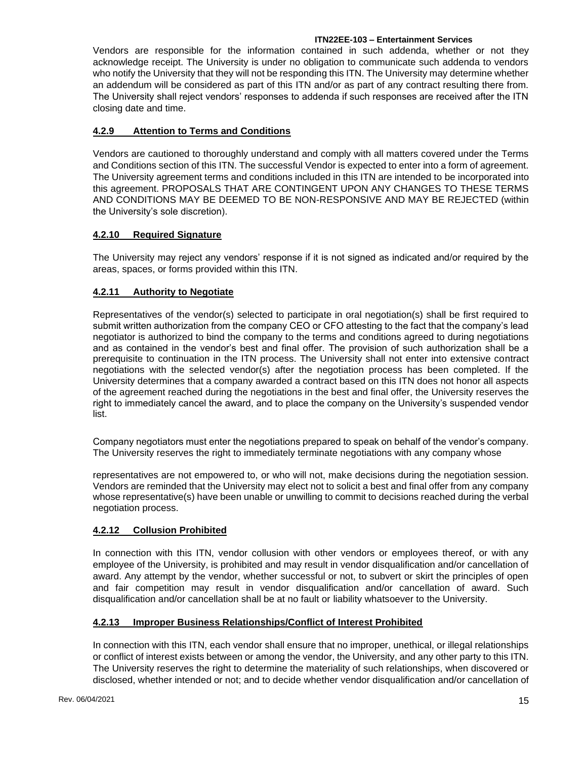Vendors are responsible for the information contained in such addenda, whether or not they acknowledge receipt. The University is under no obligation to communicate such addenda to vendors who notify the University that they will not be responding this ITN. The University may determine whether an addendum will be considered as part of this ITN and/or as part of any contract resulting there from. The University shall reject vendors' responses to addenda if such responses are received after the ITN closing date and time.

#### **4.2.9 Attention to Terms and Conditions**

Vendors are cautioned to thoroughly understand and comply with all matters covered under the Terms and Conditions section of this ITN. The successful Vendor is expected to enter into a form of agreement. The University agreement terms and conditions included in this ITN are intended to be incorporated into this agreement. PROPOSALS THAT ARE CONTINGENT UPON ANY CHANGES TO THESE TERMS AND CONDITIONS MAY BE DEEMED TO BE NON-RESPONSIVE AND MAY BE REJECTED (within the University's sole discretion).

#### **4.2.10 Required Signature**

The University may reject any vendors' response if it is not signed as indicated and/or required by the areas, spaces, or forms provided within this ITN.

#### **4.2.11 Authority to Negotiate**

Representatives of the vendor(s) selected to participate in oral negotiation(s) shall be first required to submit written authorization from the company CEO or CFO attesting to the fact that the company's lead negotiator is authorized to bind the company to the terms and conditions agreed to during negotiations and as contained in the vendor's best and final offer. The provision of such authorization shall be a prerequisite to continuation in the ITN process. The University shall not enter into extensive contract negotiations with the selected vendor(s) after the negotiation process has been completed. If the University determines that a company awarded a contract based on this ITN does not honor all aspects of the agreement reached during the negotiations in the best and final offer, the University reserves the right to immediately cancel the award, and to place the company on the University's suspended vendor list.

Company negotiators must enter the negotiations prepared to speak on behalf of the vendor's company. The University reserves the right to immediately terminate negotiations with any company whose representatives are not empowered to, or who will not, make decisions during the negotiation session. Vendors are reminded that the University may elect not to solicit a best and final offer from any company whose representative(s) have been unable or unwilling to commit to decisions reached during the verbal negotiation process.

#### **4.2.12 Collusion Prohibited**

In connection with this ITN, vendor collusion with other vendors or employees thereof, or with any employee of the University, is prohibited and may result in vendor disqualification and/or cancellation of award. Any attempt by the vendor, whether successful or not, to subvert or skirt the principles of open and fair competition may result in vendor disqualification and/or cancellation of award. Such disqualification and/or cancellation shall be at no fault or liability whatsoever to the University.

#### **4.2.13 Improper Business Relationships/Conflict of Interest Prohibited**

In connection with this ITN, each vendor shall ensure that no improper, unethical, or illegal relationships or conflict of interest exists between or among the vendor, the University, and any other party to this ITN. The University reserves the right to determine the materiality of such relationships, when discovered or disclosed, whether intended or not; and to decide whether vendor disqualification and/or cancellation of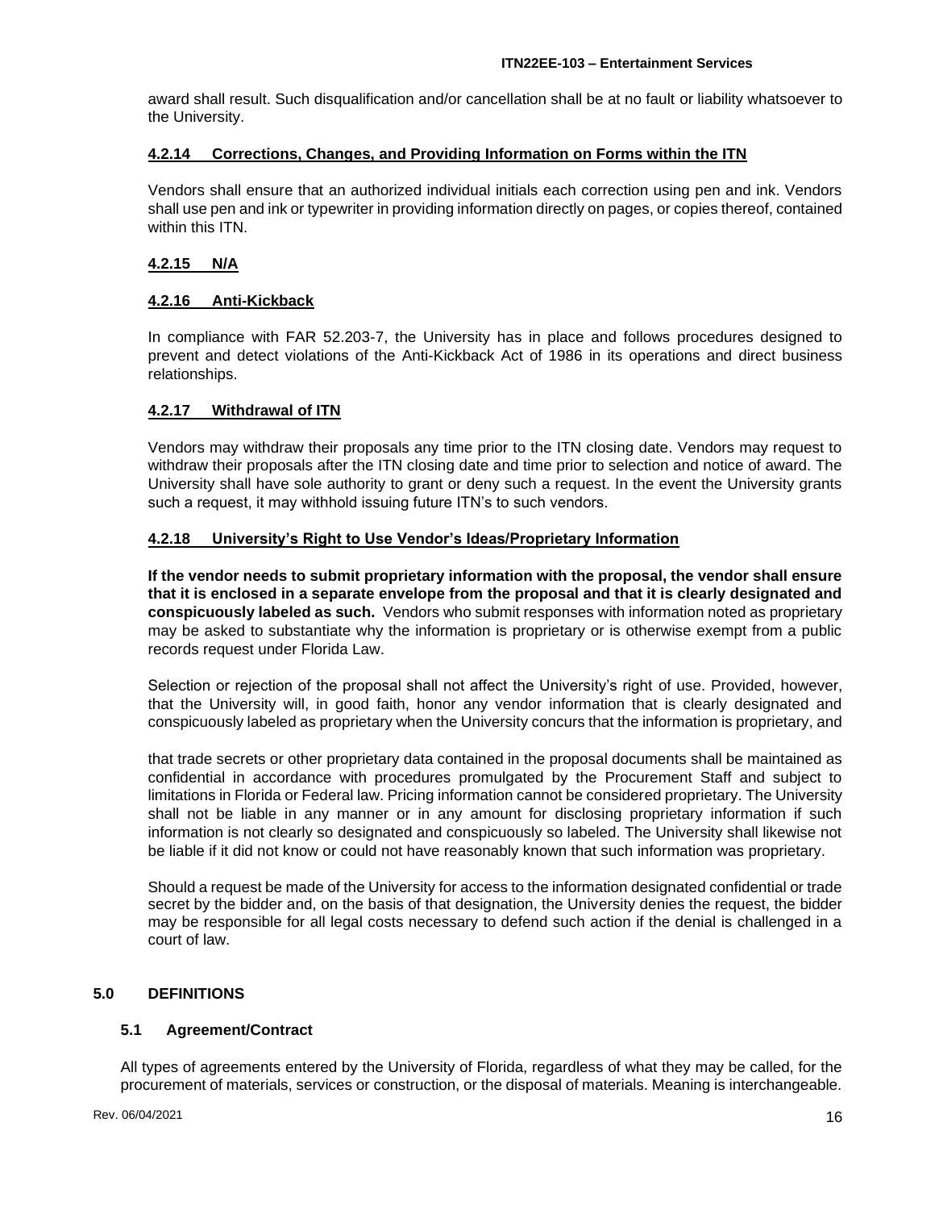award shall result. Such disqualification and/or cancellation shall be at no fault or liability whatsoever to the University.

#### 4.2.14 Corrections, Changes, and Providing Information on Forms within the ITN

Vendors shall ensure that an authorized individual initials each correction using pen and ink. Vendors shall use pen and ink or typewriter in providing information directly on pages, or copies thereof, contained within this ITN.

#### 4.2.15 N/A

#### 4.2.16 Anti-Kickback

In compliance with FAR 52.203-7, the University has in place and follows procedures designed to prevent and detect violations of the Anti-Kickback Act of 1986 in its operations and direct business relationships.

#### 4.2.17 Withdrawal of ITN

Vendors may withdraw their proposals any time prior to the ITN closing date. Vendors may request to withdraw their proposals after the ITN closing date and time prior to selection and notice of award. The University shall have sole authority to grant or deny such a request. In the event the University grants such a request, it may withhold issuing future ITN's to such vendors.

#### 4.2.18 University's Right to Use Vendor's Ideas/Proprietary Information

**If the vendor needs to submit proprietary information with the proposal, the vendor shall ensure that it is enclosed in a separate envelope from the proposal and that it is clearly designated and conspicuously labeled as such.** Vendors who submit responses with information noted as proprietary may be asked to substantiate why the information is proprietary or is otherwise exempt from a public records request under Florida Law.

Selection or rejection of the proposal shall not affect the University's right of use. Provided, however, that the University will, in good faith, honor any vendor information that is clearly designated and conspicuously labeled as proprietary when the University concurs that the information is proprietary, and

that trade secrets or other proprietary data contained in the proposal documents shall be maintained as confidential in accordance with procedures promulgated by the Procurement Staff and subject to limitations in Florida or Federal law. Pricing information cannot be considered proprietary. The University shall not be liable in any manner or in any amount for disclosing proprietary information if such information is not clearly so designated and conspicuously so labeled. The University shall likewise not be liable if it did not know or could not have reasonably known that such information was proprietary.

Should a request be made of the University for access to the information designated confidential or trade secret by the bidder and, on the basis of that designation, the University denies the request, the bidder may be responsible for all legal costs necessary to defend such action if the denial is challenged in a court of law.

## 5.0 DEFINITIONS

### 5.1 Agreement/Contract

All types of agreements entered by the University of Florida, regardless of what they may be called, for the procurement of materials, services or construction, or the disposal of materials. Meaning is interchangeable.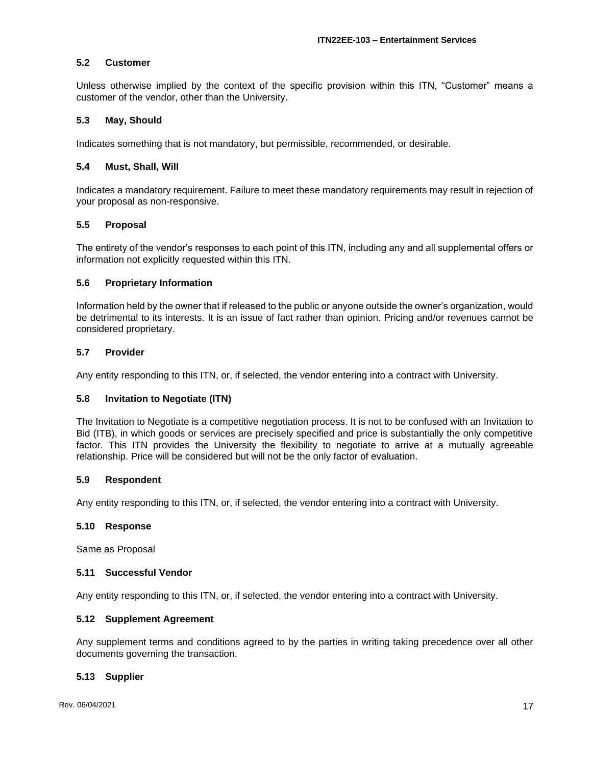### 5.2 Customer

Unless otherwise implied by the context of the specific provision within this ITN, "Customer" means a customer of the vendor, other than the University.

### 5.3 May, Should

Indicates something that is not mandatory, but permissible, recommended, or desirable.

### 5.4 Must, Shall, Will

Indicates a mandatory requirement. Failure to meet these mandatory requirements may result in rejection of your proposal as non-responsive.

### 5.5 Proposal

The entirety of the vendor's responses to each point of this ITN, including any and all supplemental offers or information not explicitly requested within this ITN.

### 5.6 Proprietary Information

Information held by the owner that if released to the public or anyone outside the owner's organization, would be detrimental to its interests. It is an issue of fact rather than opinion. Pricing and/or revenues cannot be considered proprietary.

### 5.7 Provider

Any entity responding to this ITN, or, if selected, the vendor entering into a contract with University.

### 5.8 Invitation to Negotiate (ITN)

The Invitation to Negotiate is a competitive negotiation process. It is not to be confused with an Invitation to Bid (ITB), in which goods or services are precisely specified and price is substantially the only competitive factor. This ITN provides the University the flexibility to negotiate to arrive at a mutually agreeable relationship. Price will be considered but will not be the only factor of evaluation.

### 5.9 Respondent

Any entity responding to this ITN, or, if selected, the vendor entering into a contract with University.

### 5.10 Response

Same as Proposal

### 5.11 Successful Vendor

Any entity responding to this ITN, or, if selected, the vendor entering into a contract with University.

### 5.12 Supplement Agreement

Any supplement terms and conditions agreed to by the parties in writing taking precedence over all other documents governing the transaction.

### 5.13 Supplier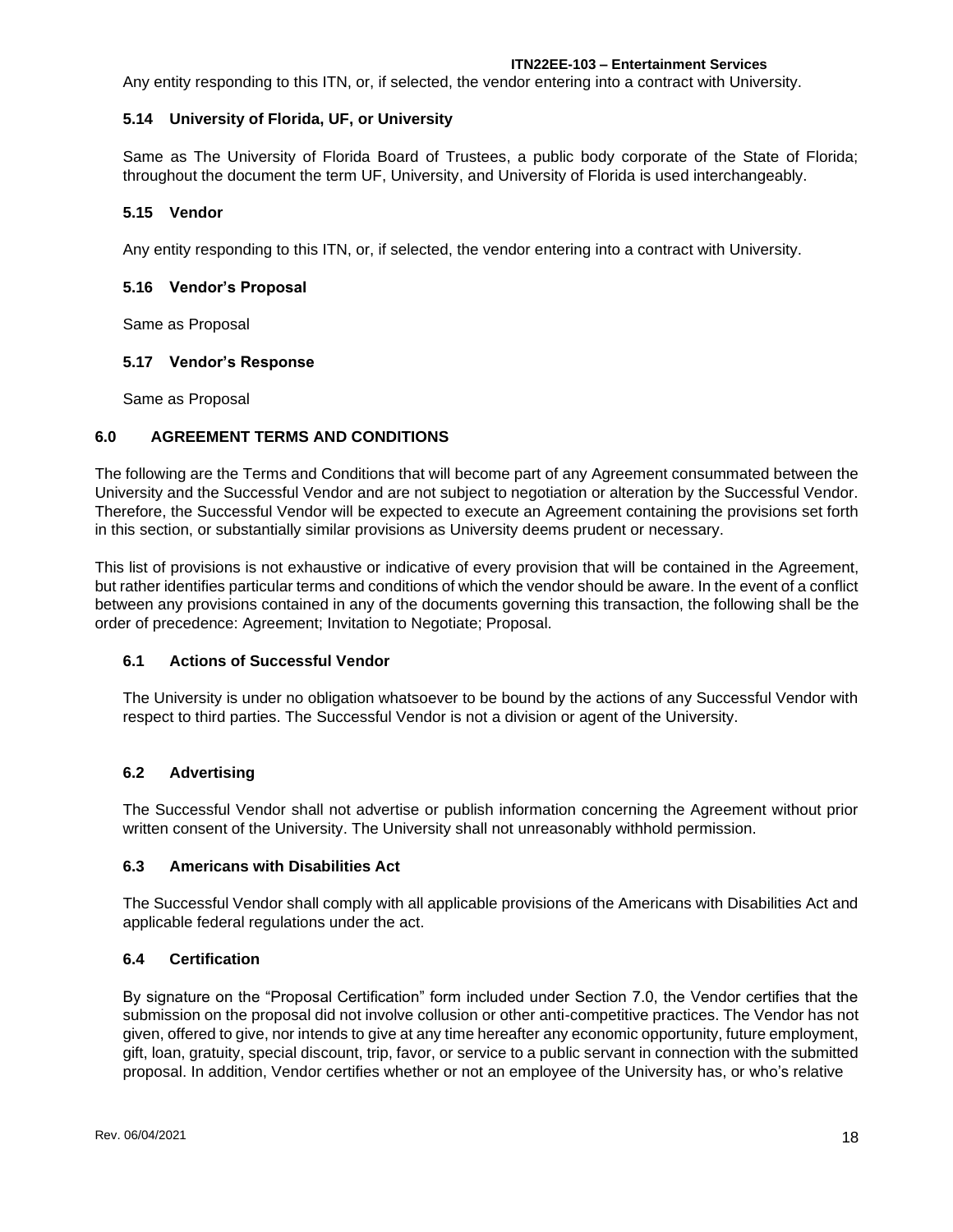Any entity responding to this ITN, or, if selected, the vendor entering into a contract with University.

### 5.14 University of Florida, UF, or University

Same as The University of Florida Board of Trustees, a public body corporate of the State of Florida; throughout the document the term UF, University, and University of Florida is used interchangeably.

### 5.15 Vendor

Any entity responding to this ITN, or, if selected, the vendor entering into a contract with University.

### 5.16 Vendor's Proposal

Same as Proposal

### 5.17 Vendor's Response

Same as Proposal

## 6.0 AGREEMENT TERMS AND CONDITIONS

The following are the Terms and Conditions that will become part of any Agreement consummated between the University and the Successful Vendor and are not subject to negotiation or alteration by the Successful Vendor. Therefore, the Successful Vendor will be expected to execute an Agreement containing the provisions set forth in this section, or substantially similar provisions as University deems prudent or necessary.

This list of provisions is not exhaustive or indicative of every provision that will be contained in the Agreement, but rather identifies particular terms and conditions of which the vendor should be aware. In the event of a conflict between any provisions contained in any of the documents governing this transaction, the following shall be the order of precedence: Agreement; Invitation to Negotiate; Proposal.

### 6.1 Actions of Successful Vendor

The University is under no obligation whatsoever to be bound by the actions of any Successful Vendor with respect to third parties. The Successful Vendor is not a division or agent of the University.

### 6.2 Advertising

The Successful Vendor shall not advertise or publish information concerning the Agreement without prior written consent of the University. The University shall not unreasonably withhold permission.

### 6.3 Americans with Disabilities Act

The Successful Vendor shall comply with all applicable provisions of the Americans with Disabilities Act and applicable federal regulations under the act.

### 6.4 Certification

By signature on the "Proposal Certification" form included under Section 7.0, the Vendor certifies that the submission on the proposal did not involve collusion or other anti-competitive practices. The Vendor has not given, offered to give, nor intends to give at any time hereafter any economic opportunity, future employment, gift, loan, gratuity, special discount, trip, favor, or service to a public servant in connection with the submitted proposal. In addition, Vendor certifies whether or not an employee of the University has, or who's relative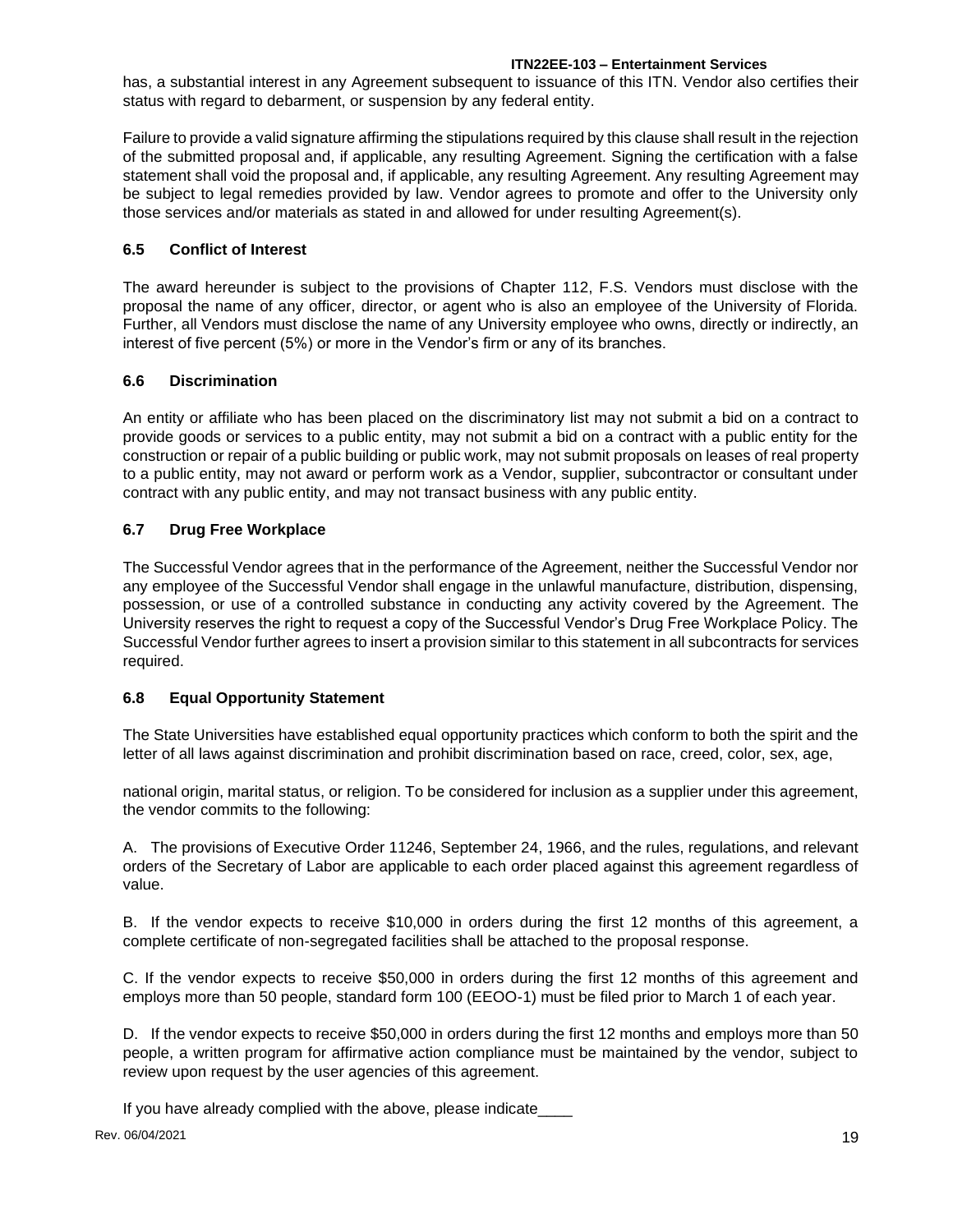has, a substantial interest in any Agreement subsequent to issuance of this ITN. Vendor also certifies their status with regard to debarment, or suspension by any federal entity.

Failure to provide a valid signature affirming the stipulations required by this clause shall result in the rejection of the submitted proposal and, if applicable, any resulting Agreement. Signing the certification with a false statement shall void the proposal and, if applicable, any resulting Agreement. Any resulting Agreement may be subject to legal remedies provided by law. Vendor agrees to promote and offer to the University only those services and/or materials as stated in and allowed for under resulting Agreement(s).

### 6.5 Conflict of Interest

The award hereunder is subject to the provisions of Chapter 112, F.S. Vendors must disclose with the proposal the name of any officer, director, or agent who is also an employee of the University of Florida. Further, all Vendors must disclose the name of any University employee who owns, directly or indirectly, an interest of five percent (5%) or more in the Vendor's firm or any of its branches.

### 6.6 Discrimination

An entity or affiliate who has been placed on the discriminatory list may not submit a bid on a contract to provide goods or services to a public entity, may not submit a bid on a contract with a public entity for the construction or repair of a public building or public work, may not submit proposals on leases of real property to a public entity, may not award or perform work as a Vendor, supplier, subcontractor or consultant under contract with any public entity, and may not transact business with any public entity.

### 6.7 Drug Free Workplace

The Successful Vendor agrees that in the performance of the Agreement, neither the Successful Vendor nor any employee of the Successful Vendor shall engage in the unlawful manufacture, distribution, dispensing, possession, or use of a controlled substance in conducting any activity covered by the Agreement. The University reserves the right to request a copy of the Successful Vendor's Drug Free Workplace Policy. The Successful Vendor further agrees to insert a provision similar to this statement in all subcontracts for services required.

### 6.8 Equal Opportunity Statement

The State Universities have established equal opportunity practices which conform to both the spirit and the letter of all laws against discrimination and prohibit discrimination based on race, creed, color, sex, age,

national origin, marital status, or religion. To be considered for inclusion as a supplier under this agreement, the vendor commits to the following:

A. The provisions of Executive Order 11246, September 24, 1966, and the rules, regulations, and relevant orders of the Secretary of Labor are applicable to each order placed against this agreement regardless of value.

B. If the vendor expects to receive $10,000 in orders during the first 12 months of this agreement, a complete certificate of non-segregated facilities shall be attached to the proposal response.

C. If the vendor expects to receive $50,000 in orders during the first 12 months of this agreement and employs more than 50 people, standard form 100 (EEOO-1) must be filed prior to March 1 of each year.

D. If the vendor expects to receive $50,000 in orders during the first 12 months and employs more than 50 people, a written program for affirmative action compliance must be maintained by the vendor, subject to review upon request by the user agencies of this agreement.

If you have already complied with the above, please indicate____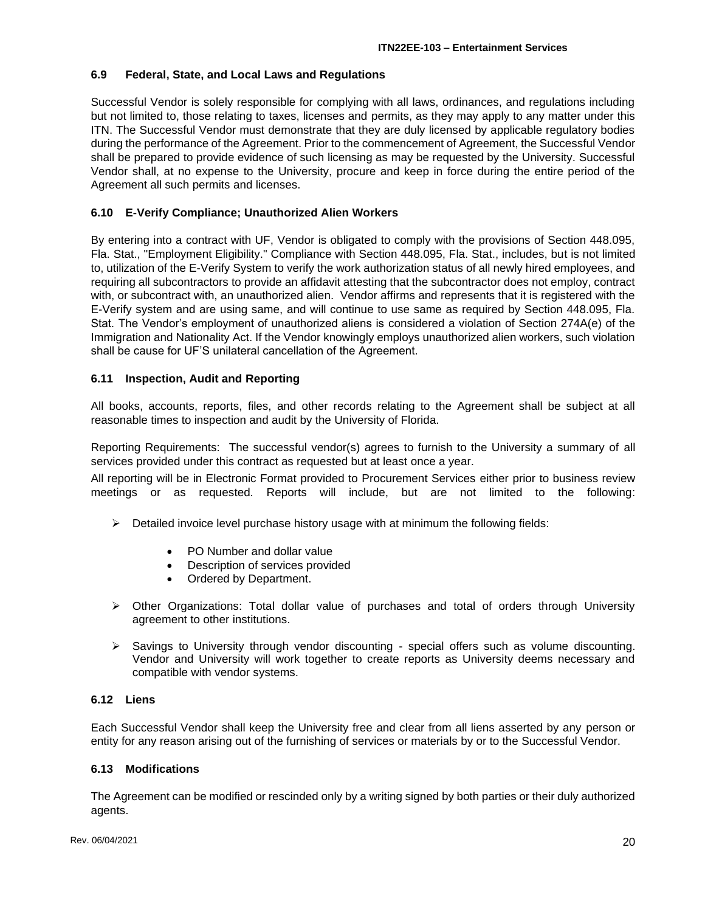### 6.9 Federal, State, and Local Laws and Regulations

Successful Vendor is solely responsible for complying with all laws, ordinances, and regulations including but not limited to, those relating to taxes, licenses and permits, as they may apply to any matter under this ITN. The Successful Vendor must demonstrate that they are duly licensed by applicable regulatory bodies during the performance of the Agreement. Prior to the commencement of Agreement, the Successful Vendor shall be prepared to provide evidence of such licensing as may be requested by the University. Successful Vendor shall, at no expense to the University, procure and keep in force during the entire period of the Agreement all such permits and licenses.

### 6.10 E-Verify Compliance; Unauthorized Alien Workers

By entering into a contract with UF, Vendor is obligated to comply with the provisions of Section 448.095, Fla. Stat., "Employment Eligibility." Compliance with Section 448.095, Fla. Stat., includes, but is not limited to, utilization of the E-Verify System to verify the work authorization status of all newly hired employees, and requiring all subcontractors to provide an affidavit attesting that the subcontractor does not employ, contract with, or subcontract with, an unauthorized alien. Vendor affirms and represents that it is registered with the E-Verify system and are using same, and will continue to use same as required by Section 448.095, Fla. Stat. The Vendor's employment of unauthorized aliens is considered a violation of Section 274A(e) of the Immigration and Nationality Act. If the Vendor knowingly employs unauthorized alien workers, such violation shall be cause for UF'S unilateral cancellation of the Agreement.

### 6.11 Inspection, Audit and Reporting

All books, accounts, reports, files, and other records relating to the Agreement shall be subject at all reasonable times to inspection and audit by the University of Florida.

Reporting Requirements: The successful vendor(s) agrees to furnish to the University a summary of all services provided under this contract as requested but at least once a year.

All reporting will be in Electronic Format provided to Procurement Services either prior to business review meetings or as requested. Reports will include, but are not limited to the following:

- Detailed invoice level purchase history usage with at minimum the following fields:
  - PO Number and dollar value
  - Description of services provided
  - Ordered by Department.
- Other Organizations: Total dollar value of purchases and total of orders through University agreement to other institutions.
- Savings to University through vendor discounting - special offers such as volume discounting. Vendor and University will work together to create reports as University deems necessary and compatible with vendor systems.

### 6.12 Liens

Each Successful Vendor shall keep the University free and clear from all liens asserted by any person or entity for any reason arising out of the furnishing of services or materials by or to the Successful Vendor.

### 6.13 Modifications

The Agreement can be modified or rescinded only by a writing signed by both parties or their duly authorized agents.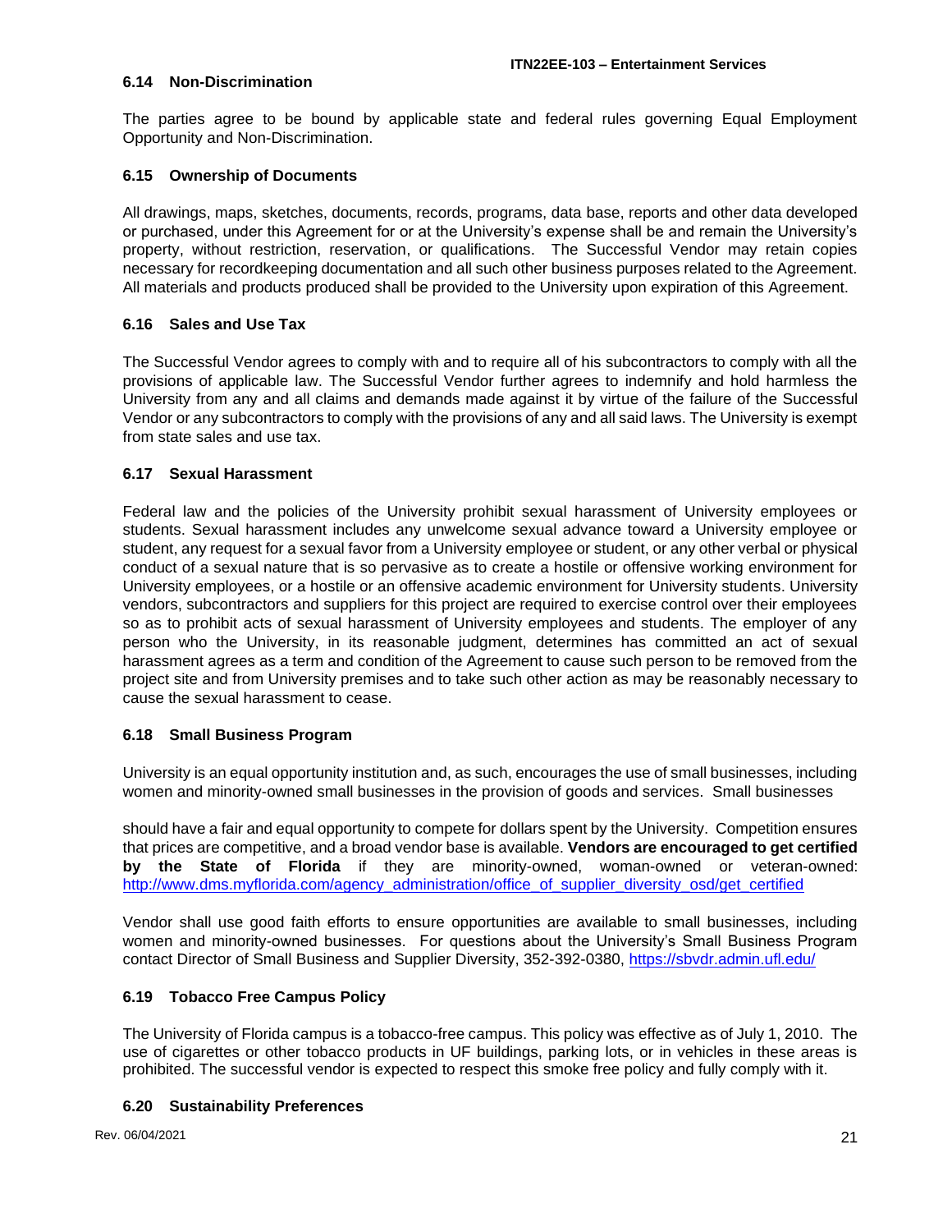### 6.14 Non-Discrimination

The parties agree to be bound by applicable state and federal rules governing Equal Employment Opportunity and Non-Discrimination.

### 6.15 Ownership of Documents

All drawings, maps, sketches, documents, records, programs, data base, reports and other data developed or purchased, under this Agreement for or at the University's expense shall be and remain the University's property, without restriction, reservation, or qualifications. The Successful Vendor may retain copies necessary for recordkeeping documentation and all such other business purposes related to the Agreement. All materials and products produced shall be provided to the University upon expiration of this Agreement.

### 6.16 Sales and Use Tax

The Successful Vendor agrees to comply with and to require all of his subcontractors to comply with all the provisions of applicable law. The Successful Vendor further agrees to indemnify and hold harmless the University from any and all claims and demands made against it by virtue of the failure of the Successful Vendor or any subcontractors to comply with the provisions of any and all said laws. The University is exempt from state sales and use tax.

### 6.17 Sexual Harassment

Federal law and the policies of the University prohibit sexual harassment of University employees or students. Sexual harassment includes any unwelcome sexual advance toward a University employee or student, any request for a sexual favor from a University employee or student, or any other verbal or physical conduct of a sexual nature that is so pervasive as to create a hostile or offensive working environment for University employees, or a hostile or an offensive academic environment for University students. University vendors, subcontractors and suppliers for this project are required to exercise control over their employees so as to prohibit acts of sexual harassment of University employees and students. The employer of any person who the University, in its reasonable judgment, determines has committed an act of sexual harassment agrees as a term and condition of the Agreement to cause such person to be removed from the project site and from University premises and to take such other action as may be reasonably necessary to cause the sexual harassment to cease.

### 6.18 Small Business Program

University is an equal opportunity institution and, as such, encourages the use of small businesses, including women and minority-owned small businesses in the provision of goods and services. Small businesses should have a fair and equal opportunity to compete for dollars spent by the University. Competition ensures that prices are competitive, and a broad vendor base is available. **Vendors are encouraged to get certified by the State of Florida** if they are minority-owned, woman-owned or veteran-owned: http://www.dms.myflorida.com/agency_administration/office_of_supplier_diversity_osd/get_certified

Vendor shall use good faith efforts to ensure opportunities are available to small businesses, including women and minority-owned businesses. For questions about the University's Small Business Program contact Director of Small Business and Supplier Diversity, 352-392-0380, https://sbvdr.admin.ufl.edu/

### 6.19 Tobacco Free Campus Policy

The University of Florida campus is a tobacco-free campus. This policy was effective as of July 1, 2010. The use of cigarettes or other tobacco products in UF buildings, parking lots, or in vehicles in these areas is prohibited. The successful vendor is expected to respect this smoke free policy and fully comply with it.

### 6.20 Sustainability Preferences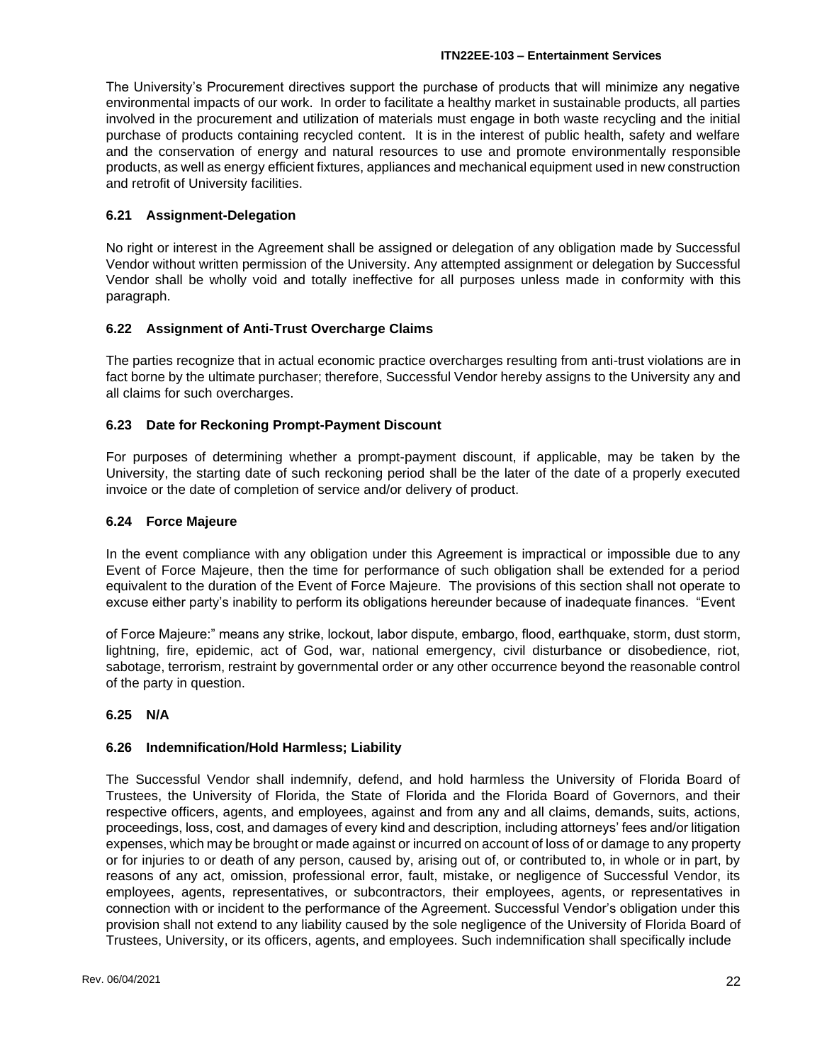The University's Procurement directives support the purchase of products that will minimize any negative environmental impacts of our work. In order to facilitate a healthy market in sustainable products, all parties involved in the procurement and utilization of materials must engage in both waste recycling and the initial purchase of products containing recycled content. It is in the interest of public health, safety and welfare and the conservation of energy and natural resources to use and promote environmentally responsible products, as well as energy efficient fixtures, appliances and mechanical equipment used in new construction and retrofit of University facilities.

### 6.21 Assignment-Delegation

No right or interest in the Agreement shall be assigned or delegation of any obligation made by Successful Vendor without written permission of the University. Any attempted assignment or delegation by Successful Vendor shall be wholly void and totally ineffective for all purposes unless made in conformity with this paragraph.

### 6.22 Assignment of Anti-Trust Overcharge Claims

The parties recognize that in actual economic practice overcharges resulting from anti-trust violations are in fact borne by the ultimate purchaser; therefore, Successful Vendor hereby assigns to the University any and all claims for such overcharges.

### 6.23 Date for Reckoning Prompt-Payment Discount

For purposes of determining whether a prompt-payment discount, if applicable, may be taken by the University, the starting date of such reckoning period shall be the later of the date of a properly executed invoice or the date of completion of service and/or delivery of product.

### 6.24 Force Majeure

In the event compliance with any obligation under this Agreement is impractical or impossible due to any Event of Force Majeure, then the time for performance of such obligation shall be extended for a period equivalent to the duration of the Event of Force Majeure. The provisions of this section shall not operate to excuse either party's inability to perform its obligations hereunder because of inadequate finances. "Event

of Force Majeure:" means any strike, lockout, labor dispute, embargo, flood, earthquake, storm, dust storm, lightning, fire, epidemic, act of God, war, national emergency, civil disturbance or disobedience, riot, sabotage, terrorism, restraint by governmental order or any other occurrence beyond the reasonable control of the party in question.

### 6.25 N/A

### 6.26 Indemnification/Hold Harmless; Liability

The Successful Vendor shall indemnify, defend, and hold harmless the University of Florida Board of Trustees, the University of Florida, the State of Florida and the Florida Board of Governors, and their respective officers, agents, and employees, against and from any and all claims, demands, suits, actions, proceedings, loss, cost, and damages of every kind and description, including attorneys' fees and/or litigation expenses, which may be brought or made against or incurred on account of loss of or damage to any property or for injuries to or death of any person, caused by, arising out of, or contributed to, in whole or in part, by reasons of any act, omission, professional error, fault, mistake, or negligence of Successful Vendor, its employees, agents, representatives, or subcontractors, their employees, agents, or representatives in connection with or incident to the performance of the Agreement. Successful Vendor's obligation under this provision shall not extend to any liability caused by the sole negligence of the University of Florida Board of Trustees, University, or its officers, agents, and employees. Such indemnification shall specifically include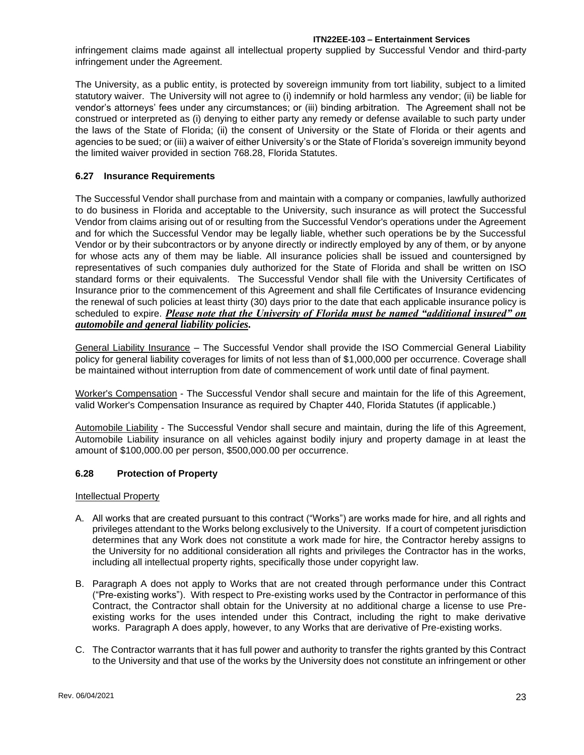infringement claims made against all intellectual property supplied by Successful Vendor and third-party infringement under the Agreement.

The University, as a public entity, is protected by sovereign immunity from tort liability, subject to a limited statutory waiver. The University will not agree to (i) indemnify or hold harmless any vendor; (ii) be liable for vendor's attorneys' fees under any circumstances; or (iii) binding arbitration. The Agreement shall not be construed or interpreted as (i) denying to either party any remedy or defense available to such party under the laws of the State of Florida; (ii) the consent of University or the State of Florida or their agents and agencies to be sued; or (iii) a waiver of either University's or the State of Florida's sovereign immunity beyond the limited waiver provided in section 768.28, Florida Statutes.

### 6.27 Insurance Requirements

The Successful Vendor shall purchase from and maintain with a company or companies, lawfully authorized to do business in Florida and acceptable to the University, such insurance as will protect the Successful Vendor from claims arising out of or resulting from the Successful Vendor's operations under the Agreement and for which the Successful Vendor may be legally liable, whether such operations be by the Successful Vendor or by their subcontractors or by anyone directly or indirectly employed by any of them, or by anyone for whose acts any of them may be liable. All insurance policies shall be issued and countersigned by representatives of such companies duly authorized for the State of Florida and shall be written on ISO standard forms or their equivalents. The Successful Vendor shall file with the University Certificates of Insurance prior to the commencement of this Agreement and shall file Certificates of Insurance evidencing the renewal of such policies at least thirty (30) days prior to the date that each applicable insurance policy is scheduled to expire. ***Please note that the University of Florida must be named "additional insured" on automobile and general liability policies.***

General Liability Insurance – The Successful Vendor shall provide the ISO Commercial General Liability policy for general liability coverages for limits of not less than of $1,000,000 per occurrence. Coverage shall be maintained without interruption from date of commencement of work until date of final payment.

Worker's Compensation - The Successful Vendor shall secure and maintain for the life of this Agreement, valid Worker's Compensation Insurance as required by Chapter 440, Florida Statutes (if applicable.)

Automobile Liability - The Successful Vendor shall secure and maintain, during the life of this Agreement, Automobile Liability insurance on all vehicles against bodily injury and property damage in at least the amount of $100,000.00 per person, $500,000.00 per occurrence.

### 6.28 Protection of Property

Intellectual Property

A. All works that are created pursuant to this contract ("Works") are works made for hire, and all rights and privileges attendant to the Works belong exclusively to the University. If a court of competent jurisdiction determines that any Work does not constitute a work made for hire, the Contractor hereby assigns to the University for no additional consideration all rights and privileges the Contractor has in the works, including all intellectual property rights, specifically those under copyright law.

B. Paragraph A does not apply to Works that are not created through performance under this Contract ("Pre-existing works"). With respect to Pre-existing works used by the Contractor in performance of this Contract, the Contractor shall obtain for the University at no additional charge a license to use Pre-existing works for the uses intended under this Contract, including the right to make derivative works. Paragraph A does apply, however, to any Works that are derivative of Pre-existing works.

C. The Contractor warrants that it has full power and authority to transfer the rights granted by this Contract to the University and that use of the works by the University does not constitute an infringement or other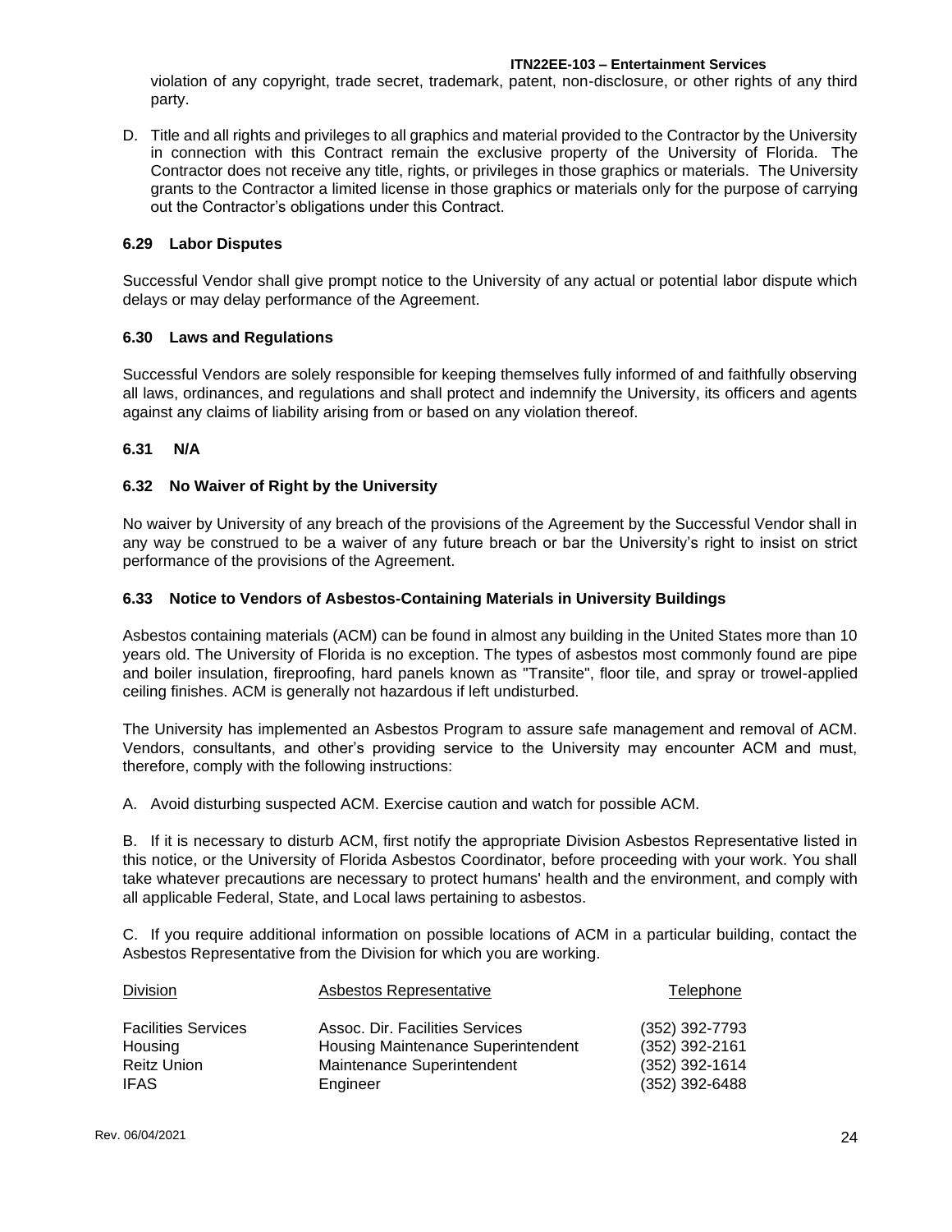violation of any copyright, trade secret, trademark, patent, non-disclosure, or other rights of any third party.

D. Title and all rights and privileges to all graphics and material provided to the Contractor by the University in connection with this Contract remain the exclusive property of the University of Florida. The Contractor does not receive any title, rights, or privileges in those graphics or materials. The University grants to the Contractor a limited license in those graphics or materials only for the purpose of carrying out the Contractor's obligations under this Contract.

### 6.29 Labor Disputes

Successful Vendor shall give prompt notice to the University of any actual or potential labor dispute which delays or may delay performance of the Agreement.

### 6.30 Laws and Regulations

Successful Vendors are solely responsible for keeping themselves fully informed of and faithfully observing all laws, ordinances, and regulations and shall protect and indemnify the University, its officers and agents against any claims of liability arising from or based on any violation thereof.

### 6.31 N/A

### 6.32 No Waiver of Right by the University

No waiver by University of any breach of the provisions of the Agreement by the Successful Vendor shall in any way be construed to be a waiver of any future breach or bar the University's right to insist on strict performance of the provisions of the Agreement.

### 6.33 Notice to Vendors of Asbestos-Containing Materials in University Buildings

Asbestos containing materials (ACM) can be found in almost any building in the United States more than 10 years old. The University of Florida is no exception. The types of asbestos most commonly found are pipe and boiler insulation, fireproofing, hard panels known as "Transite", floor tile, and spray or trowel-applied ceiling finishes. ACM is generally not hazardous if left undisturbed.

The University has implemented an Asbestos Program to assure safe management and removal of ACM. Vendors, consultants, and other's providing service to the University may encounter ACM and must, therefore, comply with the following instructions:

A. Avoid disturbing suspected ACM. Exercise caution and watch for possible ACM.

B. If it is necessary to disturb ACM, first notify the appropriate Division Asbestos Representative listed in this notice, or the University of Florida Asbestos Coordinator, before proceeding with your work. You shall take whatever precautions are necessary to protect humans' health and the environment, and comply with all applicable Federal, State, and Local laws pertaining to asbestos.

C. If you require additional information on possible locations of ACM in a particular building, contact the Asbestos Representative from the Division for which you are working.

| Division | Asbestos Representative | Telephone |
|---|---|---|
| Facilities Services | Assoc. Dir. Facilities Services | (352) 392-7793 |
| Housing | Housing Maintenance Superintendent | (352) 392-2161 |
| Reitz Union | Maintenance Superintendent | (352) 392-1614 |
| IFAS | Engineer | (352) 392-6488 |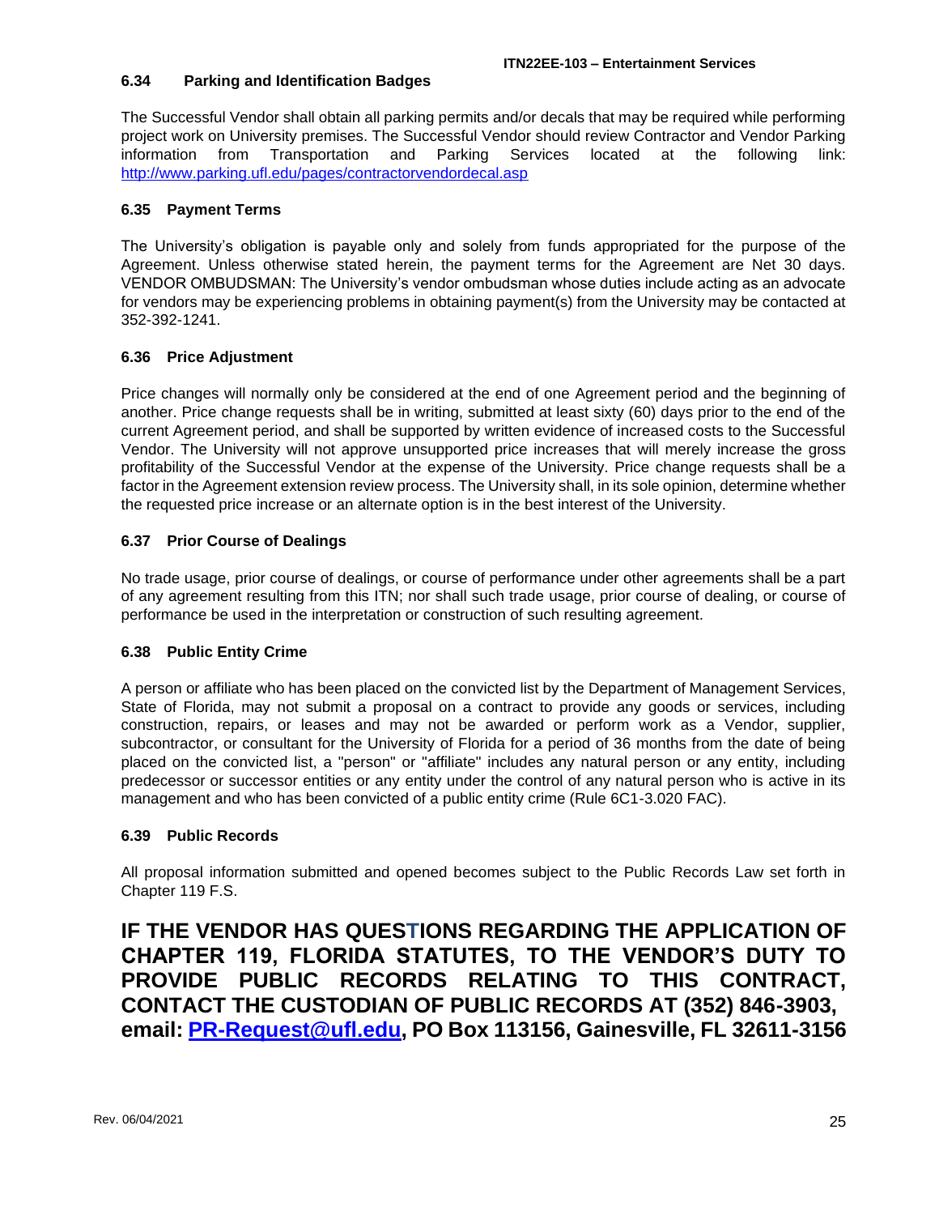### 6.34 Parking and Identification Badges

The Successful Vendor shall obtain all parking permits and/or decals that may be required while performing project work on University premises. The Successful Vendor should review Contractor and Vendor Parking information from Transportation and Parking Services located at the following link: [http://www.parking.ufl.edu/pages/contractorvendordecal.asp](http://www.parking.ufl.edu/pages/contractorvendordecal.asp)

### 6.35 Payment Terms

The University's obligation is payable only and solely from funds appropriated for the purpose of the Agreement. Unless otherwise stated herein, the payment terms for the Agreement are Net 30 days. VENDOR OMBUDSMAN: The University's vendor ombudsman whose duties include acting as an advocate for vendors may be experiencing problems in obtaining payment(s) from the University may be contacted at 352-392-1241.

### 6.36 Price Adjustment

Price changes will normally only be considered at the end of one Agreement period and the beginning of another. Price change requests shall be in writing, submitted at least sixty (60) days prior to the end of the current Agreement period, and shall be supported by written evidence of increased costs to the Successful Vendor. The University will not approve unsupported price increases that will merely increase the gross profitability of the Successful Vendor at the expense of the University. Price change requests shall be a factor in the Agreement extension review process. The University shall, in its sole opinion, determine whether the requested price increase or an alternate option is in the best interest of the University.

### 6.37 Prior Course of Dealings

No trade usage, prior course of dealings, or course of performance under other agreements shall be a part of any agreement resulting from this ITN; nor shall such trade usage, prior course of dealing, or course of performance be used in the interpretation or construction of such resulting agreement.

### 6.38 Public Entity Crime

A person or affiliate who has been placed on the convicted list by the Department of Management Services, State of Florida, may not submit a proposal on a contract to provide any goods or services, including construction, repairs, or leases and may not be awarded or perform work as a Vendor, supplier, subcontractor, or consultant for the University of Florida for a period of 36 months from the date of being placed on the convicted list, a "person" or "affiliate" includes any natural person or any entity, including predecessor or successor entities or any entity under the control of any natural person who is active in its management and who has been convicted of a public entity crime (Rule 6C1-3.020 FAC).

### 6.39 Public Records

All proposal information submitted and opened becomes subject to the Public Records Law set forth in Chapter 119 F.S.

**IF THE VENDOR HAS QUESTIONS REGARDING THE APPLICATION OF CHAPTER 119, FLORIDA STATUTES, TO THE VENDOR'S DUTY TO PROVIDE PUBLIC RECORDS RELATING TO THIS CONTRACT, CONTACT THE CUSTODIAN OF PUBLIC RECORDS AT (352) 846-3903, email: [PR-Request@ufl.edu](mailto:PR-Request@ufl.edu), PO Box 113156, Gainesville, FL 32611-3156**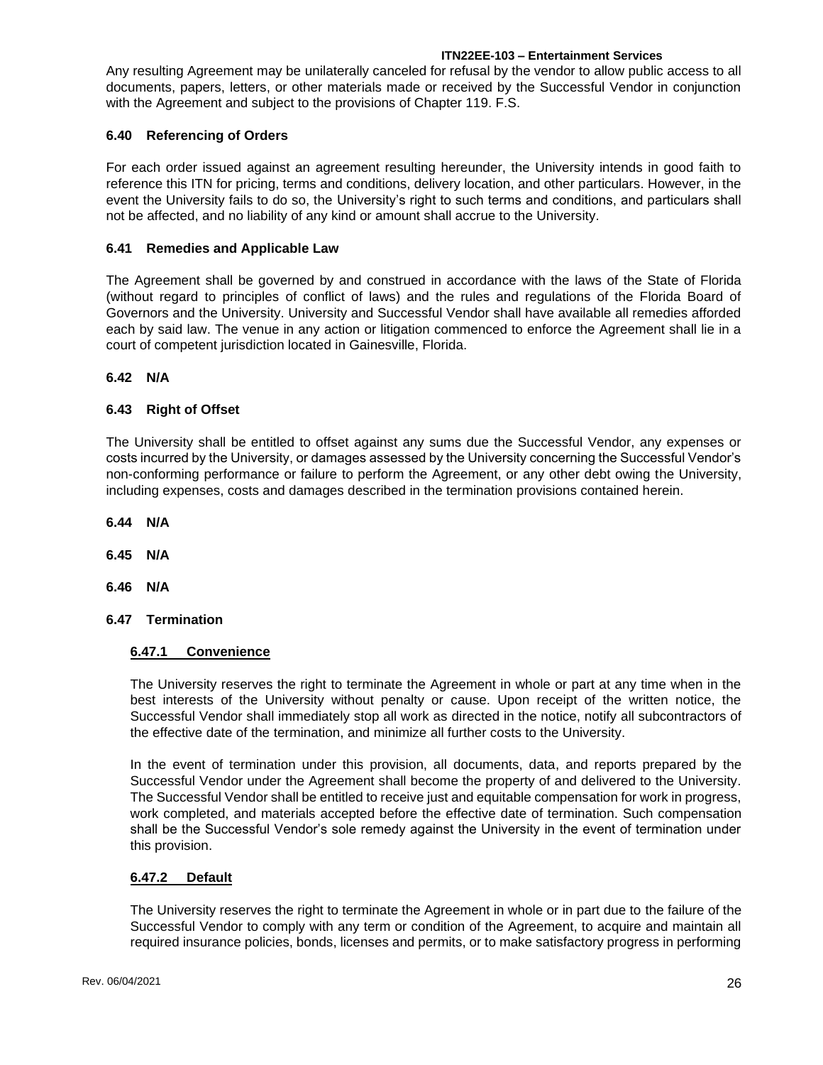Any resulting Agreement may be unilaterally canceled for refusal by the vendor to allow public access to all documents, papers, letters, or other materials made or received by the Successful Vendor in conjunction with the Agreement and subject to the provisions of Chapter 119. F.S.

### 6.40 Referencing of Orders

For each order issued against an agreement resulting hereunder, the University intends in good faith to reference this ITN for pricing, terms and conditions, delivery location, and other particulars. However, in the event the University fails to do so, the University's right to such terms and conditions, and particulars shall not be affected, and no liability of any kind or amount shall accrue to the University.

### 6.41 Remedies and Applicable Law

The Agreement shall be governed by and construed in accordance with the laws of the State of Florida (without regard to principles of conflict of laws) and the rules and regulations of the Florida Board of Governors and the University. University and Successful Vendor shall have available all remedies afforded each by said law. The venue in any action or litigation commenced to enforce the Agreement shall lie in a court of competent jurisdiction located in Gainesville, Florida.

### 6.42 N/A

### 6.43 Right of Offset

The University shall be entitled to offset against any sums due the Successful Vendor, any expenses or costs incurred by the University, or damages assessed by the University concerning the Successful Vendor's non-conforming performance or failure to perform the Agreement, or any other debt owing the University, including expenses, costs and damages described in the termination provisions contained herein.

### 6.44 N/A

### 6.45 N/A

### 6.46 N/A

### 6.47 Termination

#### 6.47.1 Convenience

The University reserves the right to terminate the Agreement in whole or part at any time when in the best interests of the University without penalty or cause. Upon receipt of the written notice, the Successful Vendor shall immediately stop all work as directed in the notice, notify all subcontractors of the effective date of the termination, and minimize all further costs to the University.

In the event of termination under this provision, all documents, data, and reports prepared by the Successful Vendor under the Agreement shall become the property of and delivered to the University. The Successful Vendor shall be entitled to receive just and equitable compensation for work in progress, work completed, and materials accepted before the effective date of termination. Such compensation shall be the Successful Vendor's sole remedy against the University in the event of termination under this provision.

#### 6.47.2 Default

The University reserves the right to terminate the Agreement in whole or in part due to the failure of the Successful Vendor to comply with any term or condition of the Agreement, to acquire and maintain all required insurance policies, bonds, licenses and permits, or to make satisfactory progress in performing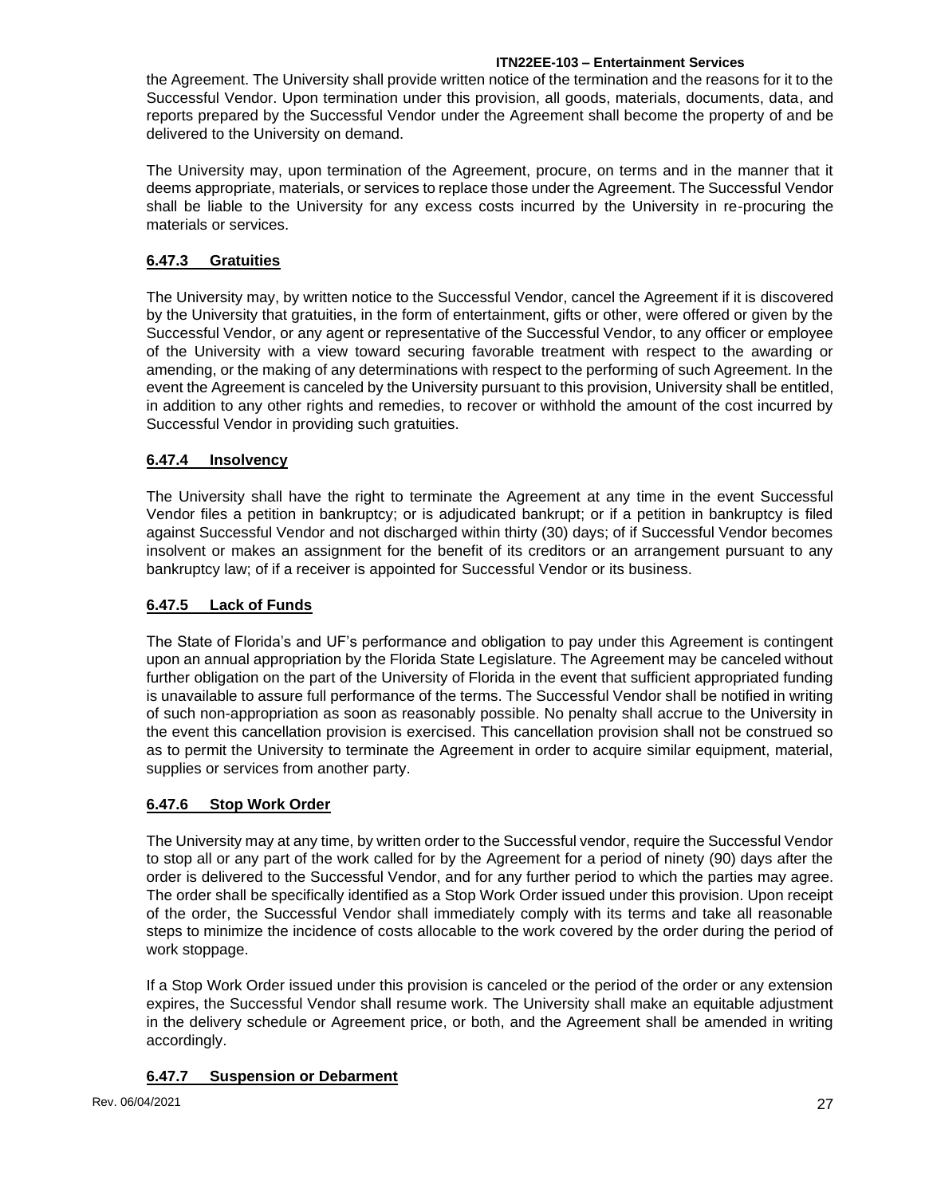the Agreement. The University shall provide written notice of the termination and the reasons for it to the Successful Vendor. Upon termination under this provision, all goods, materials, documents, data, and reports prepared by the Successful Vendor under the Agreement shall become the property of and be delivered to the University on demand.

The University may, upon termination of the Agreement, procure, on terms and in the manner that it deems appropriate, materials, or services to replace those under the Agreement. The Successful Vendor shall be liable to the University for any excess costs incurred by the University in re-procuring the materials or services.

#### 6.47.3 Gratuities

The University may, by written notice to the Successful Vendor, cancel the Agreement if it is discovered by the University that gratuities, in the form of entertainment, gifts or other, were offered or given by the Successful Vendor, or any agent or representative of the Successful Vendor, to any officer or employee of the University with a view toward securing favorable treatment with respect to the awarding or amending, or the making of any determinations with respect to the performing of such Agreement. In the event the Agreement is canceled by the University pursuant to this provision, University shall be entitled, in addition to any other rights and remedies, to recover or withhold the amount of the cost incurred by Successful Vendor in providing such gratuities.

#### 6.47.4 Insolvency

The University shall have the right to terminate the Agreement at any time in the event Successful Vendor files a petition in bankruptcy; or is adjudicated bankrupt; or if a petition in bankruptcy is filed against Successful Vendor and not discharged within thirty (30) days; of if Successful Vendor becomes insolvent or makes an assignment for the benefit of its creditors or an arrangement pursuant to any bankruptcy law; of if a receiver is appointed for Successful Vendor or its business.

#### 6.47.5 Lack of Funds

The State of Florida's and UF's performance and obligation to pay under this Agreement is contingent upon an annual appropriation by the Florida State Legislature. The Agreement may be canceled without further obligation on the part of the University of Florida in the event that sufficient appropriated funding is unavailable to assure full performance of the terms. The Successful Vendor shall be notified in writing of such non-appropriation as soon as reasonably possible. No penalty shall accrue to the University in the event this cancellation provision is exercised. This cancellation provision shall not be construed so as to permit the University to terminate the Agreement in order to acquire similar equipment, material, supplies or services from another party.

#### 6.47.6 Stop Work Order

The University may at any time, by written order to the Successful vendor, require the Successful Vendor to stop all or any part of the work called for by the Agreement for a period of ninety (90) days after the order is delivered to the Successful Vendor, and for any further period to which the parties may agree. The order shall be specifically identified as a Stop Work Order issued under this provision. Upon receipt of the order, the Successful Vendor shall immediately comply with its terms and take all reasonable steps to minimize the incidence of costs allocable to the work covered by the order during the period of work stoppage.

If a Stop Work Order issued under this provision is canceled or the period of the order or any extension expires, the Successful Vendor shall resume work. The University shall make an equitable adjustment in the delivery schedule or Agreement price, or both, and the Agreement shall be amended in writing accordingly.

#### 6.47.7 Suspension or Debarment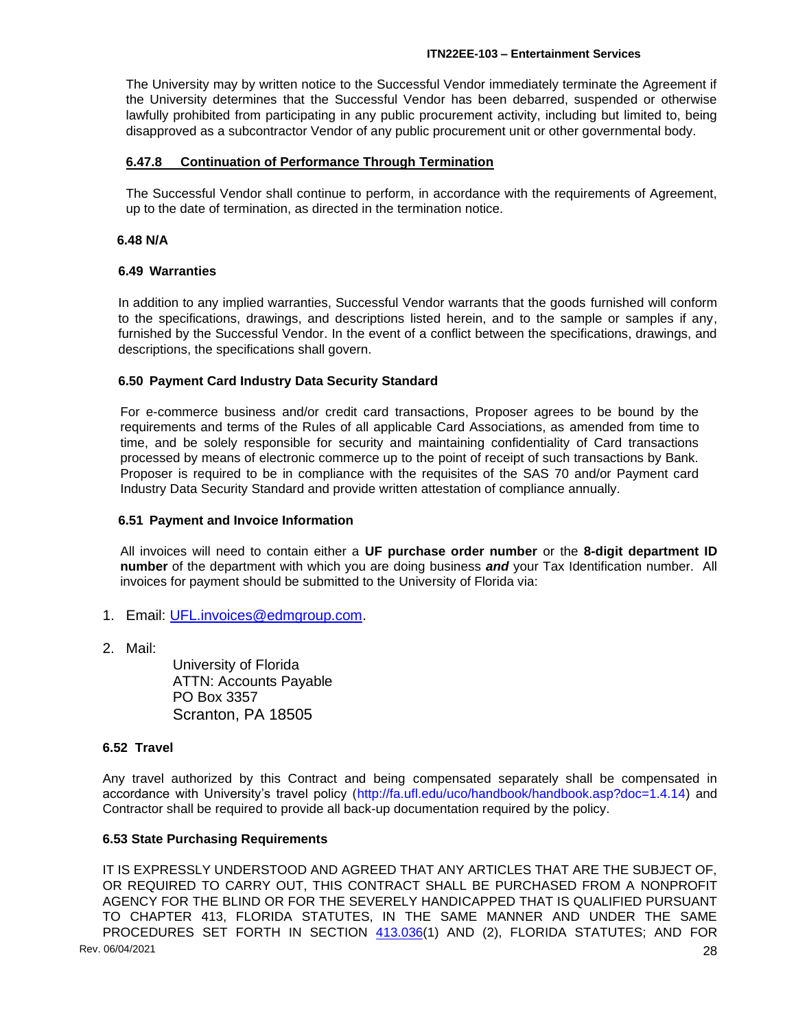The University may by written notice to the Successful Vendor immediately terminate the Agreement if the University determines that the Successful Vendor has been debarred, suspended or otherwise lawfully prohibited from participating in any public procurement activity, including but limited to, being disapproved as a subcontractor Vendor of any public procurement unit or other governmental body.

#### 6.47.8 Continuation of Performance Through Termination

The Successful Vendor shall continue to perform, in accordance with the requirements of Agreement, up to the date of termination, as directed in the termination notice.

### 6.48 N/A

### 6.49 Warranties

In addition to any implied warranties, Successful Vendor warrants that the goods furnished will conform to the specifications, drawings, and descriptions listed herein, and to the sample or samples if any, furnished by the Successful Vendor. In the event of a conflict between the specifications, drawings, and descriptions, the specifications shall govern.

### 6.50 Payment Card Industry Data Security Standard

For e-commerce business and/or credit card transactions, Proposer agrees to be bound by the requirements and terms of the Rules of all applicable Card Associations, as amended from time to time, and be solely responsible for security and maintaining confidentiality of Card transactions processed by means of electronic commerce up to the point of receipt of such transactions by Bank. Proposer is required to be in compliance with the requisites of the SAS 70 and/or Payment card Industry Data Security Standard and provide written attestation of compliance annually.

### 6.51 Payment and Invoice Information

All invoices will need to contain either a **UF purchase order number** or the **8-digit department ID number** of the department with which you are doing business ***and*** your Tax Identification number. All invoices for payment should be submitted to the University of Florida via:

1. Email: UFL.invoices@edmgroup.com.

2. Mail:

   University of Florida
   ATTN: Accounts Payable
   PO Box 3357
   Scranton, PA 18505

### 6.52 Travel

Any travel authorized by this Contract and being compensated separately shall be compensated in accordance with University's travel policy (http://fa.ufl.edu/uco/handbook/handbook.asp?doc=1.4.14) and Contractor shall be required to provide all back-up documentation required by the policy.

### 6.53 State Purchasing Requirements

IT IS EXPRESSLY UNDERSTOOD AND AGREED THAT ANY ARTICLES THAT ARE THE SUBJECT OF, OR REQUIRED TO CARRY OUT, THIS CONTRACT SHALL BE PURCHASED FROM A NONPROFIT AGENCY FOR THE BLIND OR FOR THE SEVERELY HANDICAPPED THAT IS QUALIFIED PURSUANT TO CHAPTER 413, FLORIDA STATUTES, IN THE SAME MANNER AND UNDER THE SAME PROCEDURES SET FORTH IN SECTION 413.036(1) AND (2), FLORIDA STATUTES; AND FOR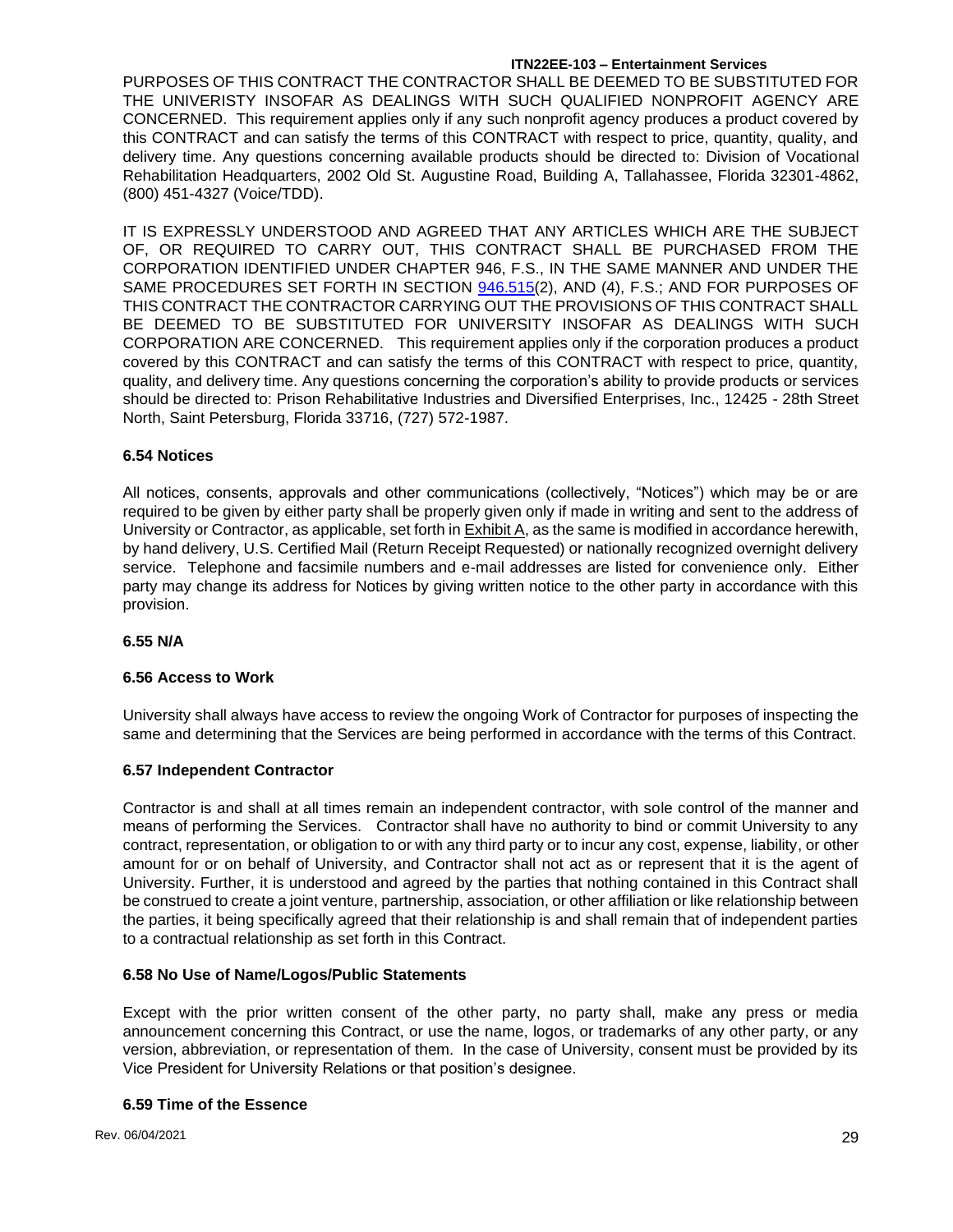PURPOSES OF THIS CONTRACT THE CONTRACTOR SHALL BE DEEMED TO BE SUBSTITUTED FOR THE UNIVERISTY INSOFAR AS DEALINGS WITH SUCH QUALIFIED NONPROFIT AGENCY ARE CONCERNED. This requirement applies only if any such nonprofit agency produces a product covered by this CONTRACT and can satisfy the terms of this CONTRACT with respect to price, quantity, quality, and delivery time. Any questions concerning available products should be directed to: Division of Vocational Rehabilitation Headquarters, 2002 Old St. Augustine Road, Building A, Tallahassee, Florida 32301-4862, (800) 451-4327 (Voice/TDD).

IT IS EXPRESSLY UNDERSTOOD AND AGREED THAT ANY ARTICLES WHICH ARE THE SUBJECT OF, OR REQUIRED TO CARRY OUT, THIS CONTRACT SHALL BE PURCHASED FROM THE CORPORATION IDENTIFIED UNDER CHAPTER 946, F.S., IN THE SAME MANNER AND UNDER THE SAME PROCEDURES SET FORTH IN SECTION 946.515(2), AND (4), F.S.; AND FOR PURPOSES OF THIS CONTRACT THE CONTRACTOR CARRYING OUT THE PROVISIONS OF THIS CONTRACT SHALL BE DEEMED TO BE SUBSTITUTED FOR UNIVERSITY INSOFAR AS DEALINGS WITH SUCH CORPORATION ARE CONCERNED. This requirement applies only if the corporation produces a product covered by this CONTRACT and can satisfy the terms of this CONTRACT with respect to price, quantity, quality, and delivery time. Any questions concerning the corporation's ability to provide products or services should be directed to: Prison Rehabilitative Industries and Diversified Enterprises, Inc., 12425 - 28th Street North, Saint Petersburg, Florida 33716, (727) 572-1987.

### 6.54 Notices

All notices, consents, approvals and other communications (collectively, "Notices") which may be or are required to be given by either party shall be properly given only if made in writing and sent to the address of University or Contractor, as applicable, set forth in Exhibit A, as the same is modified in accordance herewith, by hand delivery, U.S. Certified Mail (Return Receipt Requested) or nationally recognized overnight delivery service. Telephone and facsimile numbers and e-mail addresses are listed for convenience only. Either party may change its address for Notices by giving written notice to the other party in accordance with this provision.

### 6.55 N/A

### 6.56 Access to Work

University shall always have access to review the ongoing Work of Contractor for purposes of inspecting the same and determining that the Services are being performed in accordance with the terms of this Contract.

### 6.57 Independent Contractor

Contractor is and shall at all times remain an independent contractor, with sole control of the manner and means of performing the Services. Contractor shall have no authority to bind or commit University to any contract, representation, or obligation to or with any third party or to incur any cost, expense, liability, or other amount for or on behalf of University, and Contractor shall not act as or represent that it is the agent of University. Further, it is understood and agreed by the parties that nothing contained in this Contract shall be construed to create a joint venture, partnership, association, or other affiliation or like relationship between the parties, it being specifically agreed that their relationship is and shall remain that of independent parties to a contractual relationship as set forth in this Contract.

### 6.58 No Use of Name/Logos/Public Statements

Except with the prior written consent of the other party, no party shall, make any press or media announcement concerning this Contract, or use the name, logos, or trademarks of any other party, or any version, abbreviation, or representation of them. In the case of University, consent must be provided by its Vice President for University Relations or that position's designee.

### 6.59 Time of the Essence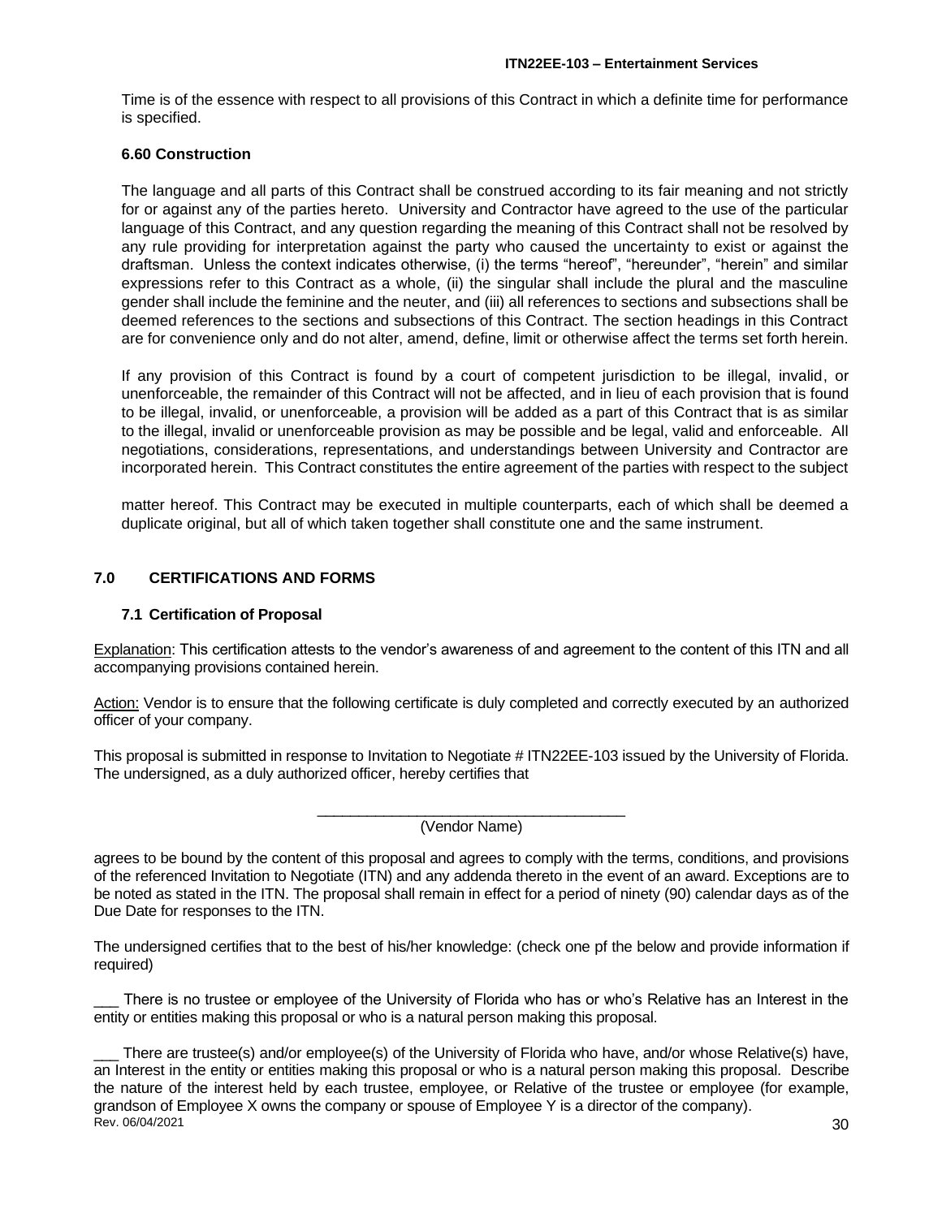Time is of the essence with respect to all provisions of this Contract in which a definite time for performance is specified.

### 6.60 Construction

The language and all parts of this Contract shall be construed according to its fair meaning and not strictly for or against any of the parties hereto. University and Contractor have agreed to the use of the particular language of this Contract, and any question regarding the meaning of this Contract shall not be resolved by any rule providing for interpretation against the party who caused the uncertainty to exist or against the draftsman. Unless the context indicates otherwise, (i) the terms "hereof", "hereunder", "herein" and similar expressions refer to this Contract as a whole, (ii) the singular shall include the plural and the masculine gender shall include the feminine and the neuter, and (iii) all references to sections and subsections shall be deemed references to the sections and subsections of this Contract. The section headings in this Contract are for convenience only and do not alter, amend, define, limit or otherwise affect the terms set forth herein.

If any provision of this Contract is found by a court of competent jurisdiction to be illegal, invalid, or unenforceable, the remainder of this Contract will not be affected, and in lieu of each provision that is found to be illegal, invalid, or unenforceable, a provision will be added as a part of this Contract that is as similar to the illegal, invalid or unenforceable provision as may be possible and be legal, valid and enforceable. All negotiations, considerations, representations, and understandings between University and Contractor are incorporated herein. This Contract constitutes the entire agreement of the parties with respect to the subject

matter hereof. This Contract may be executed in multiple counterparts, each of which shall be deemed a duplicate original, but all of which taken together shall constitute one and the same instrument.

## 7.0 CERTIFICATIONS AND FORMS

### 7.1 Certification of Proposal

Explanation: This certification attests to the vendor's awareness of and agreement to the content of this ITN and all accompanying provisions contained herein.

Action: Vendor is to ensure that the following certificate is duly completed and correctly executed by an authorized officer of your company.

This proposal is submitted in response to Invitation to Negotiate # ITN22EE-103 issued by the University of Florida. The undersigned, as a duly authorized officer, hereby certifies that

______________________________________
(Vendor Name)

agrees to be bound by the content of this proposal and agrees to comply with the terms, conditions, and provisions of the referenced Invitation to Negotiate (ITN) and any addenda thereto in the event of an award. Exceptions are to be noted as stated in the ITN. The proposal shall remain in effect for a period of ninety (90) calendar days as of the Due Date for responses to the ITN.

The undersigned certifies that to the best of his/her knowledge: (check one pf the below and provide information if required)

___ There is no trustee or employee of the University of Florida who has or who's Relative has an Interest in the entity or entities making this proposal or who is a natural person making this proposal.

___ There are trustee(s) and/or employee(s) of the University of Florida who have, and/or whose Relative(s) have, an Interest in the entity or entities making this proposal or who is a natural person making this proposal. Describe the nature of the interest held by each trustee, employee, or Relative of the trustee or employee (for example, grandson of Employee X owns the company or spouse of Employee Y is a director of the company).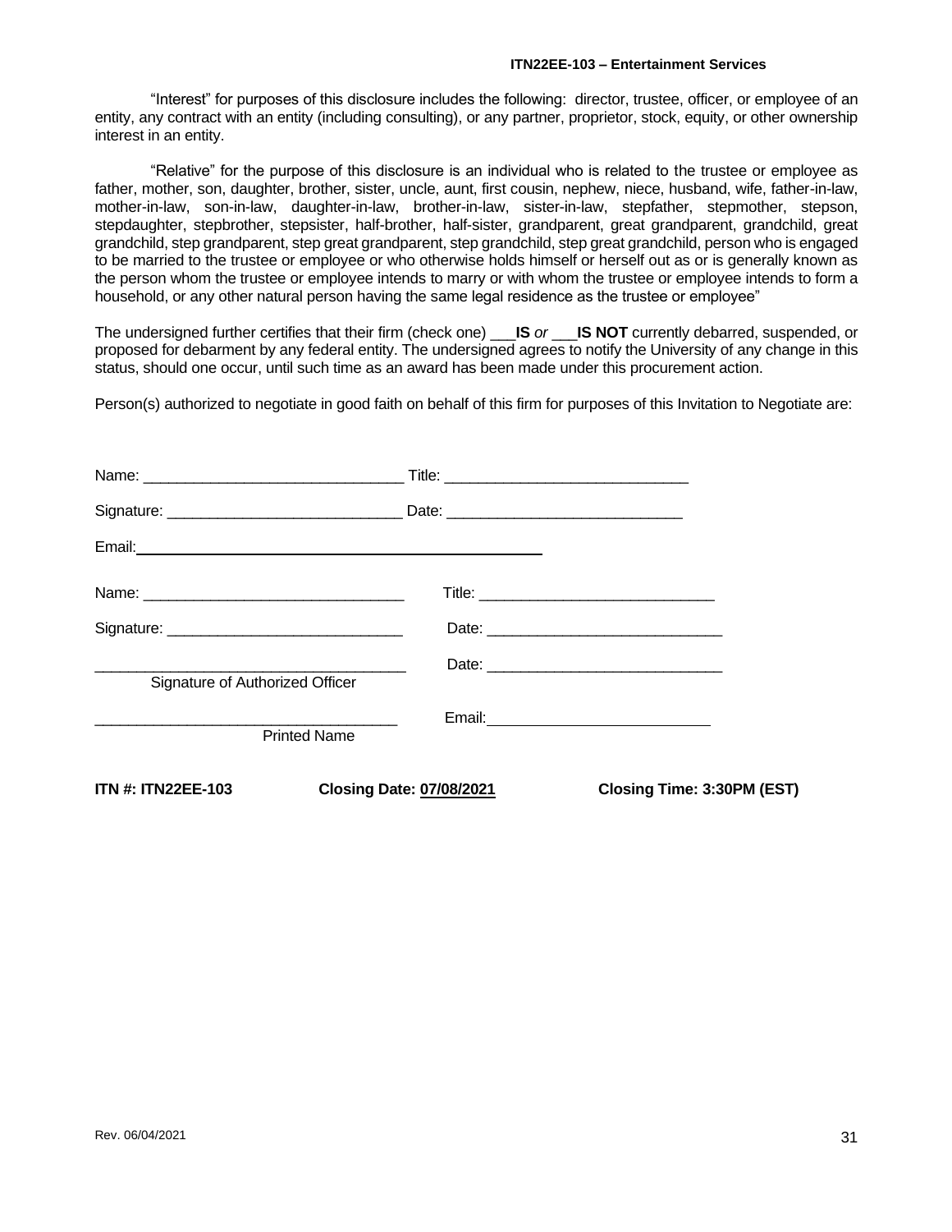"Interest" for purposes of this disclosure includes the following: director, trustee, officer, or employee of an entity, any contract with an entity (including consulting), or any partner, proprietor, stock, equity, or other ownership interest in an entity.

"Relative" for the purpose of this disclosure is an individual who is related to the trustee or employee as father, mother, son, daughter, brother, sister, uncle, aunt, first cousin, nephew, niece, husband, wife, father-in-law, mother-in-law, son-in-law, daughter-in-law, brother-in-law, sister-in-law, stepfather, stepmother, stepson, stepdaughter, stepbrother, stepsister, half-brother, half-sister, grandparent, great grandparent, grandchild, great grandchild, step grandparent, step great grandparent, step grandchild, step great grandchild, person who is engaged to be married to the trustee or employee or who otherwise holds himself or herself out as or is generally known as the person whom the trustee or employee intends to marry or with whom the trustee or employee intends to form a household, or any other natural person having the same legal residence as the trustee or employee"

The undersigned further certifies that their firm (check one) ___**IS** *or* ___**IS NOT** currently debarred, suspended, or proposed for debarment by any federal entity. The undersigned agrees to notify the University of any change in this status, should one occur, until such time as an award has been made under this procurement action.

Person(s) authorized to negotiate in good faith on behalf of this firm for purposes of this Invitation to Negotiate are:

Name: _______________________________ Title: _____________________________

Signature: ___________________________ Date: ____________________________

Email: _______________________________________________

Name: _______________________________ Title: _____________________________

Signature: ___________________________ Date: ____________________________

_____________________________________ Date: ____________________________
Signature of Authorized Officer

_____________________________________ Email: ___________________________
Printed Name

**ITN #: ITN22EE-103** **Closing Date: 07/08/2021** **Closing Time: 3:30PM (EST)**